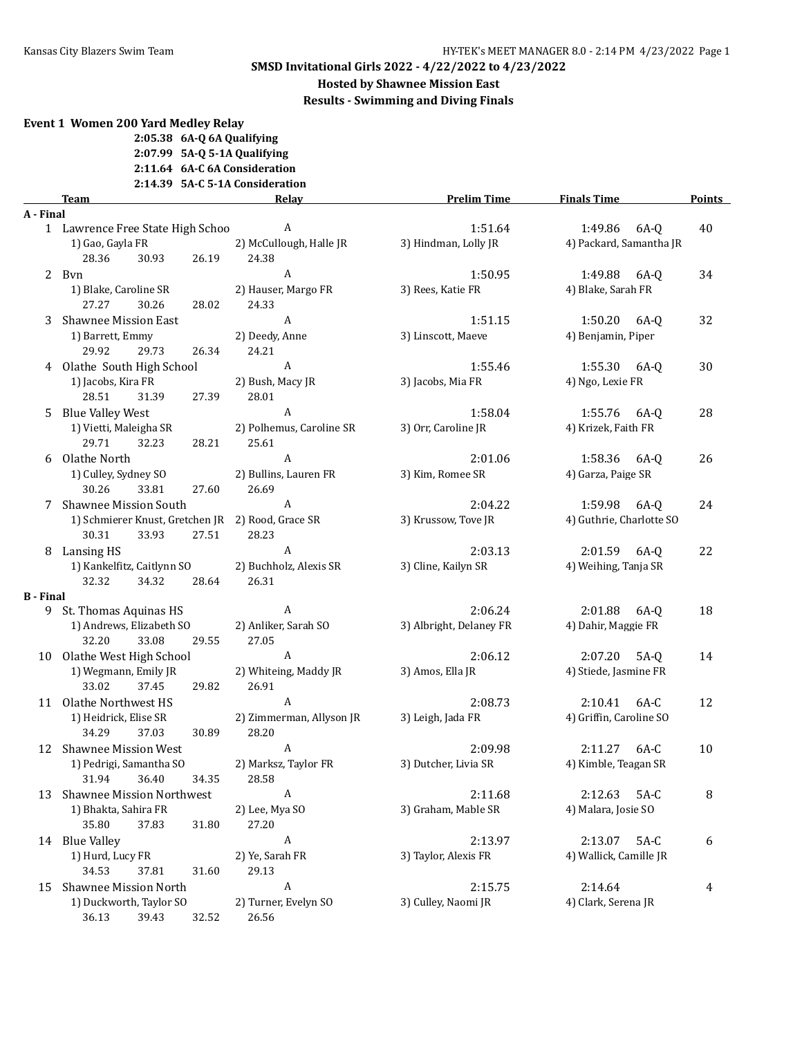SMSD Invitational Girls 2022 - 4/22/2022 to 4/23/2022

Hosted by Shawnee Mission East

Results - Swimming and Diving Finals

**Event 1 Women 200 Yard Medley Relay**

2:05.38 6A-Q 6A Qualifying
2:07.99 5A-Q 5-1A Qualifying
2:11.64 6A-C 6A Consideration
2:14.39 5A-C 5-1A Consideration

| | Team | Relay | Prelim Time | Finals Time | | Points |
|---|---|---|---|---|---|---|
| **A - Final** | | | | | | |
| 1 | Lawrence Free State High Schoo | A | 1:51.64 | 1:49.86 | 6A-Q | 40 |
| | 1) Gao, Gayla FR | 2) McCullough, Halle JR | 3) Hindman, Lolly JR | 4) Packard, Samantha JR | | |
| | 28.36 30.93 26.19 | 24.38 | | | | |
| 2 | Bvn | A | 1:50.95 | 1:49.88 | 6A-Q | 34 |
| | 1) Blake, Caroline SR | 2) Hauser, Margo FR | 3) Rees, Katie FR | 4) Blake, Sarah FR | | |
| | 27.27 30.26 28.02 | 24.33 | | | | |
| 3 | Shawnee Mission East | A | 1:51.15 | 1:50.20 | 6A-Q | 32 |
| | 1) Barrett, Emmy | 2) Deedy, Anne | 3) Linscott, Maeve | 4) Benjamin, Piper | | |
| | 29.92 29.73 26.34 | 24.21 | | | | |
| 4 | Olathe South High School | A | 1:55.46 | 1:55.30 | 6A-Q | 30 |
| | 1) Jacobs, Kira FR | 2) Bush, Macy JR | 3) Jacobs, Mia FR | 4) Ngo, Lexie FR | | |
| | 28.51 31.39 27.39 | 28.01 | | | | |
| 5 | Blue Valley West | A | 1:58.04 | 1:55.76 | 6A-Q | 28 |
| | 1) Vietti, Maleigha SR | 2) Polhemus, Caroline SR | 3) Orr, Caroline JR | 4) Krizek, Faith FR | | |
| | 29.71 32.23 28.21 | 25.61 | | | | |
| 6 | Olathe North | A | 2:01.06 | 1:58.36 | 6A-Q | 26 |
| | 1) Culley, Sydney SO | 2) Bullins, Lauren FR | 3) Kim, Romee SR | 4) Garza, Paige SR | | |
| | 30.26 33.81 27.60 | 26.69 | | | | |
| 7 | Shawnee Mission South | A | 2:04.22 | 1:59.98 | 6A-Q | 24 |
| | 1) Schmierer Knust, Gretchen JR | 2) Rood, Grace SR | 3) Krussow, Tove JR | 4) Guthrie, Charlotte SO | | |
| | 30.31 33.93 27.51 | 28.23 | | | | |
| 8 | Lansing HS | A | 2:03.13 | 2:01.59 | 6A-Q | 22 |
| | 1) Kankelfitz, Caitlynn SO | 2) Buchholz, Alexis SR | 3) Cline, Kailyn SR | 4) Weihing, Tanja SR | | |
| | 32.32 34.32 28.64 | 26.31 | | | | |
| **B - Final** | | | | | | |
| 9 | St. Thomas Aquinas HS | A | 2:06.24 | 2:01.88 | 6A-Q | 18 |
| | 1) Andrews, Elizabeth SO | 2) Anliker, Sarah SO | 3) Albright, Delaney FR | 4) Dahir, Maggie FR | | |
| | 32.20 33.08 29.55 | 27.05 | | | | |
| 10 | Olathe West High School | A | 2:06.12 | 2:07.20 | 5A-Q | 14 |
| | 1) Wegmann, Emily JR | 2) Whiteing, Maddy JR | 3) Amos, Ella JR | 4) Stiede, Jasmine FR | | |
| | 33.02 37.45 29.82 | 26.91 | | | | |
| 11 | Olathe Northwest HS | A | 2:08.73 | 2:10.41 | 6A-C | 12 |
| | 1) Heidrick, Elise SR | 2) Zimmerman, Allyson JR | 3) Leigh, Jada FR | 4) Griffin, Caroline SO | | |
| | 34.29 37.03 30.89 | 28.20 | | | | |
| 12 | Shawnee Mission West | A | 2:09.98 | 2:11.27 | 6A-C | 10 |
| | 1) Pedrigi, Samantha SO | 2) Marksz, Taylor FR | 3) Dutcher, Livia SR | 4) Kimble, Teagan SR | | |
| | 31.94 36.40 34.35 | 28.58 | | | | |
| 13 | Shawnee Mission Northwest | A | 2:11.68 | 2:12.63 | 5A-C | 8 |
| | 1) Bhakta, Sahira FR | 2) Lee, Mya SO | 3) Graham, Mable SR | 4) Malara, Josie SO | | |
| | 35.80 37.83 31.80 | 27.20 | | | | |
| 14 | Blue Valley | A | 2:13.97 | 2:13.07 | 5A-C | 6 |
| | 1) Hurd, Lucy FR | 2) Ye, Sarah FR | 3) Taylor, Alexis FR | 4) Wallick, Camille JR | | |
| | 34.53 37.81 31.60 | 29.13 | | | | |
| 15 | Shawnee Mission North | A | 2:15.75 | 2:14.64 | | 4 |
| | 1) Duckworth, Taylor SO | 2) Turner, Evelyn SO | 3) Culley, Naomi JR | 4) Clark, Serena JR | | |
| | 36.13 39.43 32.52 | 26.56 | | | | |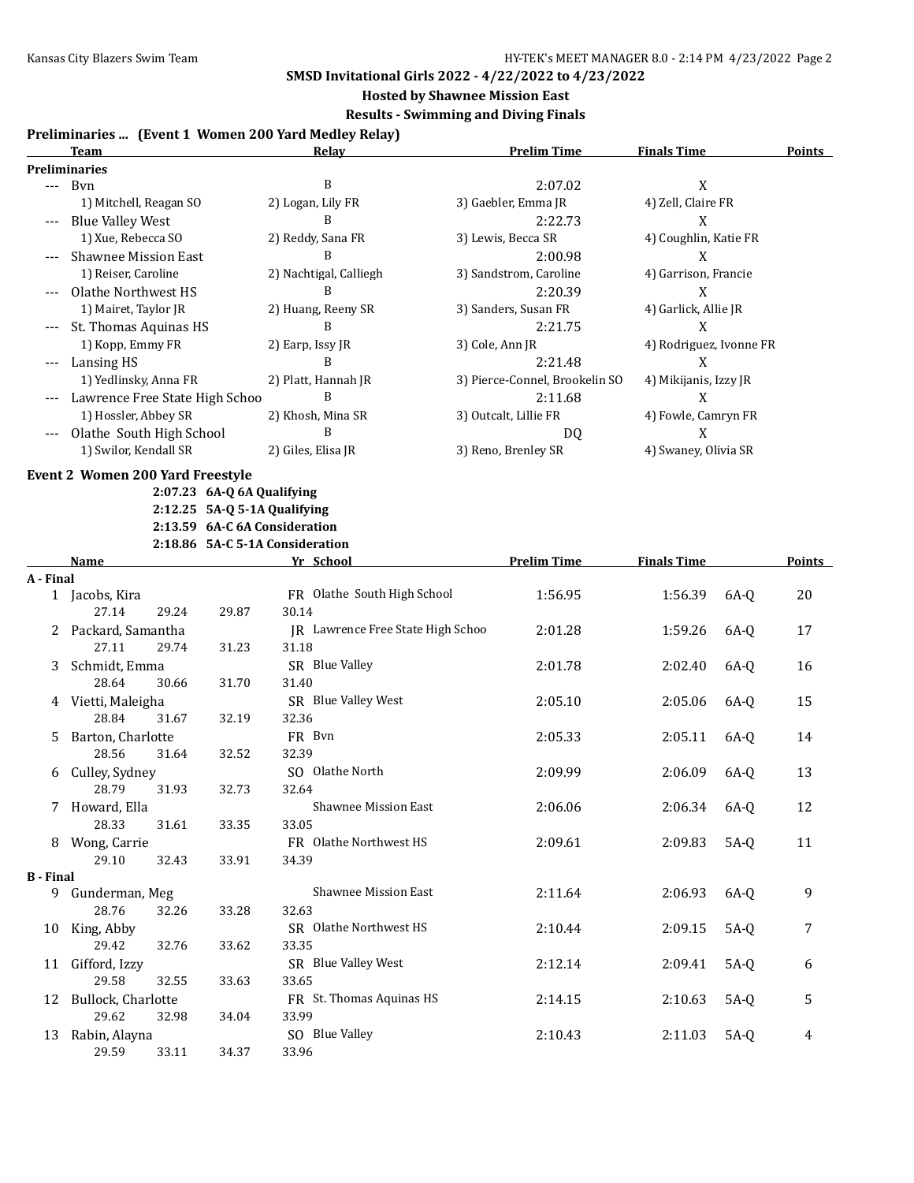## SMSD Invitational Girls 2022 - 4/22/2022 to 4/23/2022

### Hosted by Shawnee Mission East

### Results - Swimming and Diving Finals

**Preliminaries ... (Event 1 Women 200 Yard Medley Relay)**

| | Team | Relay | Prelim Time | Finals Time | Points |
|---|---|---|---|---|---|
| **Preliminaries** | | | | | |
| --- | Bvn | B | 2:07.02 | X | |
| | 1) Mitchell, Reagan SO | 2) Logan, Lily FR | 3) Gaebler, Emma JR | 4) Zell, Claire FR | |
| --- | Blue Valley West | B | 2:22.73 | X | |
| | 1) Xue, Rebecca SO | 2) Reddy, Sana FR | 3) Lewis, Becca SR | 4) Coughlin, Katie FR | |
| --- | Shawnee Mission East | B | 2:00.98 | X | |
| | 1) Reiser, Caroline | 2) Nachtigal, Calliegh | 3) Sandstrom, Caroline | 4) Garrison, Francie | |
| --- | Olathe Northwest HS | B | 2:20.39 | X | |
| | 1) Mairet, Taylor JR | 2) Huang, Reeny SR | 3) Sanders, Susan FR | 4) Garlick, Allie JR | |
| --- | St. Thomas Aquinas HS | B | 2:21.75 | X | |
| | 1) Kopp, Emmy FR | 2) Earp, Issy JR | 3) Cole, Ann JR | 4) Rodriguez, Ivonne FR | |
| --- | Lansing HS | B | 2:21.48 | X | |
| | 1) Yedlinsky, Anna FR | 2) Platt, Hannah JR | 3) Pierce-Connel, Brookelin SO | 4) Mikijanis, Izzy JR | |
| --- | Lawrence Free State High Schoo | B | 2:11.68 | X | |
| | 1) Hossler, Abbey SR | 2) Khosh, Mina SR | 3) Outcalt, Lillie FR | 4) Fowle, Camryn FR | |
| --- | Olathe South High School | B | DQ | X | |
| | 1) Swilor, Kendall SR | 2) Giles, Elisa JR | 3) Reno, Brenley SR | 4) Swaney, Olivia SR | |

**Event 2 Women 200 Yard Freestyle**

**2:07.23 6A-Q 6A Qualifying**
**2:12.25 5A-Q 5-1A Qualifying**
**2:13.59 6A-C 6A Consideration**
**2:18.86 5A-C 5-1A Consideration**

| | Name | Yr | School | Prelim Time | Finals Time | | Points |
|---|---|---|---|---|---|---|---|
| **A - Final** | | | | | | | |
| 1 | Jacobs, Kira | FR | Olathe South High School | 1:56.95 | 1:56.39 | 6A-Q | 20 |
| | 27.14 29.24 29.87 30.14 | | | | | | |
| 2 | Packard, Samantha | JR | Lawrence Free State High Schoo | 2:01.28 | 1:59.26 | 6A-Q | 17 |
| | 27.11 29.74 31.23 31.18 | | | | | | |
| 3 | Schmidt, Emma | SR | Blue Valley | 2:01.78 | 2:02.40 | 6A-Q | 16 |
| | 28.64 30.66 31.70 31.40 | | | | | | |
| 4 | Vietti, Maleigha | SR | Blue Valley West | 2:05.10 | 2:05.06 | 6A-Q | 15 |
| | 28.84 31.67 32.19 32.36 | | | | | | |
| 5 | Barton, Charlotte | FR | Bvn | 2:05.33 | 2:05.11 | 6A-Q | 14 |
| | 28.56 31.64 32.52 32.39 | | | | | | |
| 6 | Culley, Sydney | SO | Olathe North | 2:09.99 | 2:06.09 | 6A-Q | 13 |
| | 28.79 31.93 32.73 32.64 | | | | | | |
| 7 | Howard, Ella | | Shawnee Mission East | 2:06.06 | 2:06.34 | 6A-Q | 12 |
| | 28.33 31.61 33.35 33.05 | | | | | | |
| 8 | Wong, Carrie | FR | Olathe Northwest HS | 2:09.61 | 2:09.83 | 5A-Q | 11 |
| | 29.10 32.43 33.91 34.39 | | | | | | |
| **B - Final** | | | | | | | |
| 9 | Gunderman, Meg | | Shawnee Mission East | 2:11.64 | 2:06.93 | 6A-Q | 9 |
| | 28.76 32.26 33.28 32.63 | | | | | | |
| 10 | King, Abby | SR | Olathe Northwest HS | 2:10.44 | 2:09.15 | 5A-Q | 7 |
| | 29.42 32.76 33.62 33.35 | | | | | | |
| 11 | Gifford, Izzy | SR | Blue Valley West | 2:12.14 | 2:09.41 | 5A-Q | 6 |
| | 29.58 32.55 33.63 33.65 | | | | | | |
| 12 | Bullock, Charlotte | FR | St. Thomas Aquinas HS | 2:14.15 | 2:10.63 | 5A-Q | 5 |
| | 29.62 32.98 34.04 33.99 | | | | | | |
| 13 | Rabin, Alayna | SO | Blue Valley | 2:10.43 | 2:11.03 | 5A-Q | 4 |
| | 29.59 33.11 34.37 33.96 | | | | | | |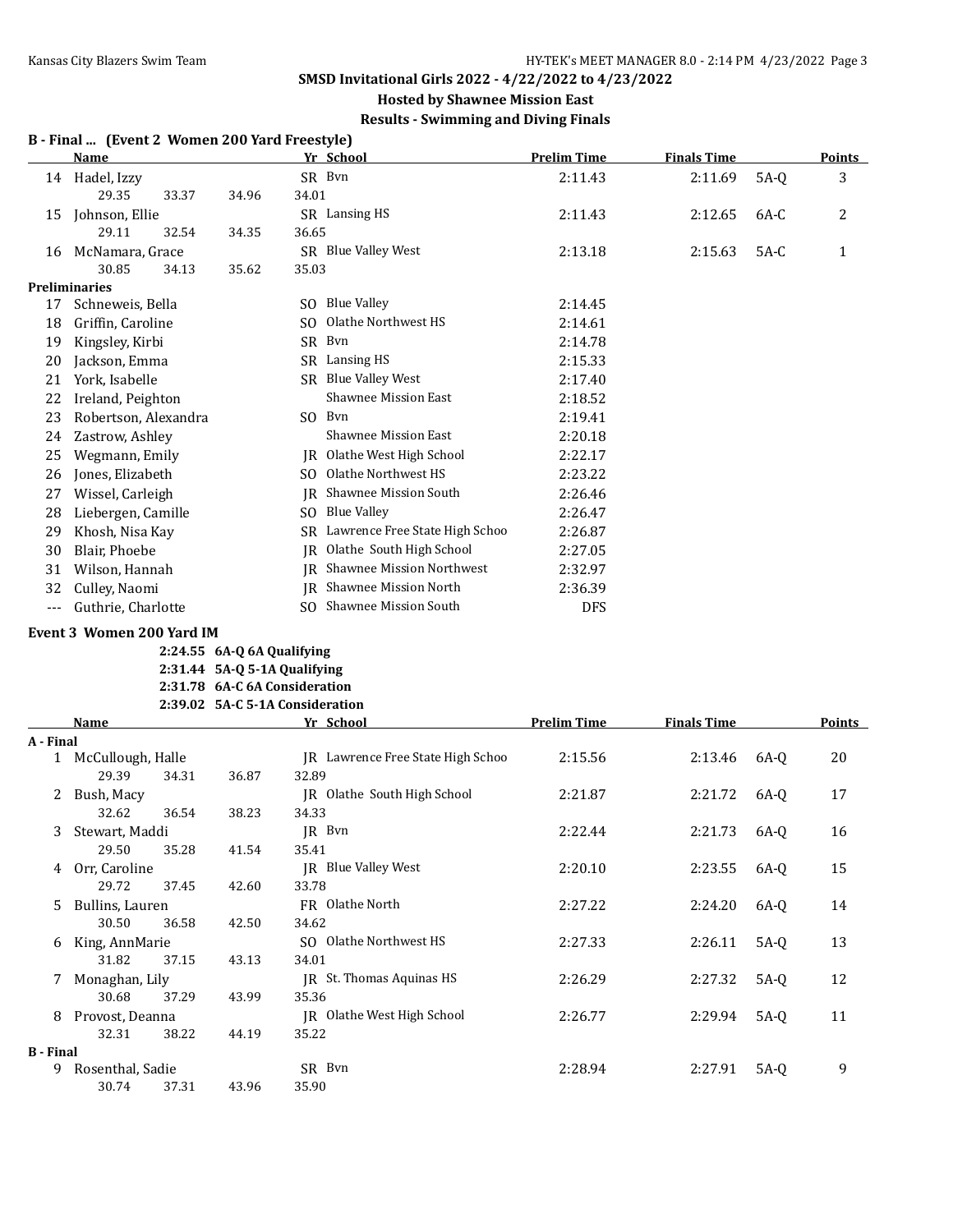## SMSD Invitational Girls 2022 - 4/22/2022 to 4/23/2022

### Hosted by Shawnee Mission East

### Results - Swimming and Diving Finals

**B - Final ... (Event 2 Women 200 Yard Freestyle)**

| | Name | Yr | School | Prelim Time | Finals Time | | Points |
|---|---|---|---|---|---|---|---|
| 14 | Hadel, Izzy | SR | Bvn | 2:11.43 | 2:11.69 | 5A-Q | 3 |
| | 29.35 33.37 34.96 34.01 | | | | | | |
| 15 | Johnson, Ellie | SR | Lansing HS | 2:11.43 | 2:12.65 | 6A-C | 2 |
| | 29.11 32.54 34.35 36.65 | | | | | | |
| 16 | McNamara, Grace | SR | Blue Valley West | 2:13.18 | 2:15.63 | 5A-C | 1 |
| | 30.85 34.13 35.62 35.03 | | | | | | |
| **Preliminaries** | | | | | | | |
| 17 | Schneweis, Bella | SO | Blue Valley | 2:14.45 | | | |
| 18 | Griffin, Caroline | SO | Olathe Northwest HS | 2:14.61 | | | |
| 19 | Kingsley, Kirbi | SR | Bvn | 2:14.78 | | | |
| 20 | Jackson, Emma | SR | Lansing HS | 2:15.33 | | | |
| 21 | York, Isabelle | SR | Blue Valley West | 2:17.40 | | | |
| 22 | Ireland, Peighton | | Shawnee Mission East | 2:18.52 | | | |
| 23 | Robertson, Alexandra | SO | Bvn | 2:19.41 | | | |
| 24 | Zastrow, Ashley | | Shawnee Mission East | 2:20.18 | | | |
| 25 | Wegmann, Emily | JR | Olathe West High School | 2:22.17 | | | |
| 26 | Jones, Elizabeth | SO | Olathe Northwest HS | 2:23.22 | | | |
| 27 | Wissel, Carleigh | JR | Shawnee Mission South | 2:26.46 | | | |
| 28 | Liebergen, Camille | SO | Blue Valley | 2:26.47 | | | |
| 29 | Khosh, Nisa Kay | SR | Lawrence Free State High Schoo | 2:26.87 | | | |
| 30 | Blair, Phoebe | JR | Olathe South High School | 2:27.05 | | | |
| 31 | Wilson, Hannah | JR | Shawnee Mission Northwest | 2:32.97 | | | |
| 32 | Culley, Naomi | JR | Shawnee Mission North | 2:36.39 | | | |
| --- | Guthrie, Charlotte | SO | Shawnee Mission South | DFS | | | |

**Event 3 Women 200 Yard IM**

**2:24.55 6A-Q 6A Qualifying**
**2:31.44 5A-Q 5-1A Qualifying**
**2:31.78 6A-C 6A Consideration**
**2:39.02 5A-C 5-1A Consideration**

| | Name | Yr | School | Prelim Time | Finals Time | | Points |
|---|---|---|---|---|---|---|---|
| **A - Final** | | | | | | | |
| 1 | McCullough, Halle | JR | Lawrence Free State High Schoo | 2:15.56 | 2:13.46 | 6A-Q | 20 |
| | 29.39 34.31 36.87 32.89 | | | | | | |
| 2 | Bush, Macy | JR | Olathe South High School | 2:21.87 | 2:21.72 | 6A-Q | 17 |
| | 32.62 36.54 38.23 34.33 | | | | | | |
| 3 | Stewart, Maddi | JR | Bvn | 2:22.44 | 2:21.73 | 6A-Q | 16 |
| | 29.50 35.28 41.54 35.41 | | | | | | |
| 4 | Orr, Caroline | JR | Blue Valley West | 2:20.10 | 2:23.55 | 6A-Q | 15 |
| | 29.72 37.45 42.60 33.78 | | | | | | |
| 5 | Bullins, Lauren | FR | Olathe North | 2:27.22 | 2:24.20 | 6A-Q | 14 |
| | 30.50 36.58 42.50 34.62 | | | | | | |
| 6 | King, AnnMarie | SO | Olathe Northwest HS | 2:27.33 | 2:26.11 | 5A-Q | 13 |
| | 31.82 37.15 43.13 34.01 | | | | | | |
| 7 | Monaghan, Lily | JR | St. Thomas Aquinas HS | 2:26.29 | 2:27.32 | 5A-Q | 12 |
| | 30.68 37.29 43.99 35.36 | | | | | | |
| 8 | Provost, Deanna | JR | Olathe West High School | 2:26.77 | 2:29.94 | 5A-Q | 11 |
| | 32.31 38.22 44.19 35.22 | | | | | | |
| **B - Final** | | | | | | | |
| 9 | Rosenthal, Sadie | SR | Bvn | 2:28.94 | 2:27.91 | 5A-Q | 9 |
| | 30.74 37.31 43.96 35.90 | | | | | | |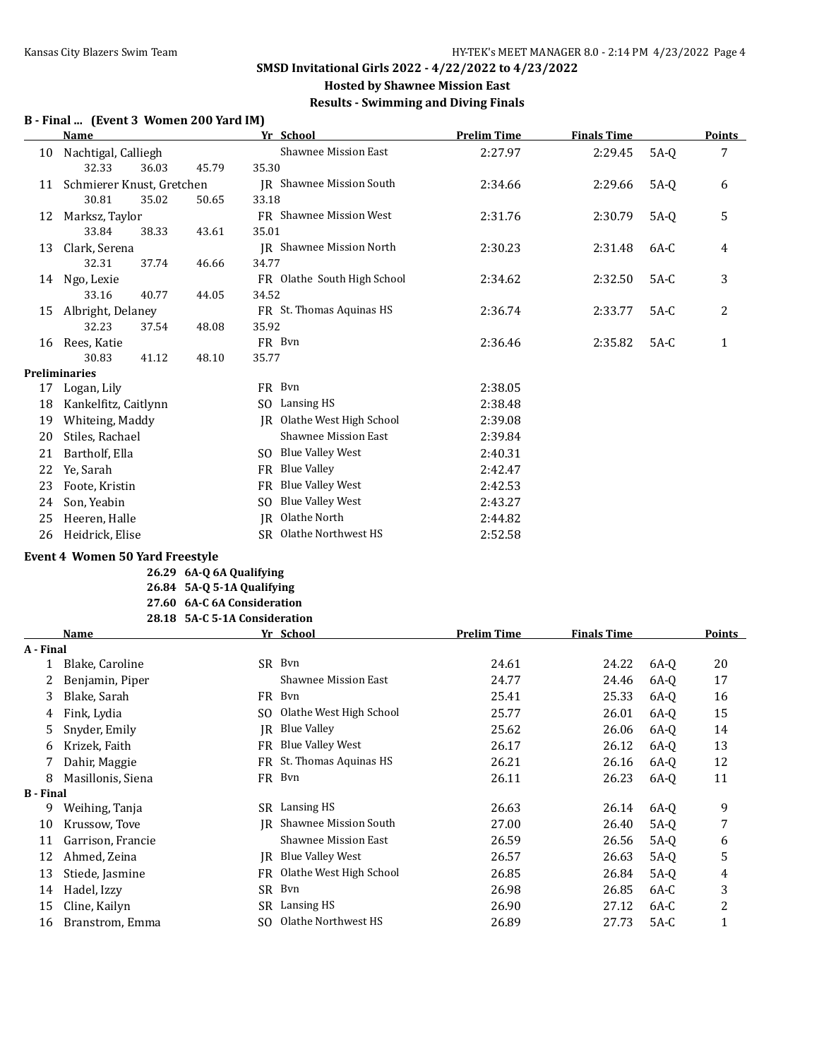SMSD Invitational Girls 2022 - 4/22/2022 to 4/23/2022

Hosted by Shawnee Mission East

Results - Swimming and Diving Finals

### B - Final ... (Event 3 Women 200 Yard IM)

| | Name | Yr | School | Prelim Time | Finals Time | | Points |
|---|---|---|---|---|---|---|---|
| 10 | Nachtigal, Calliegh | | Shawnee Mission East | 2:27.97 | 2:29.45 | 5A-Q | 7 |
| | 32.33 36.03 45.79 35.30 | | | | | | |
| 11 | Schmierer Knust, Gretchen | JR | Shawnee Mission South | 2:34.66 | 2:29.66 | 5A-Q | 6 |
| | 30.81 35.02 50.65 33.18 | | | | | | |
| 12 | Marksz, Taylor | FR | Shawnee Mission West | 2:31.76 | 2:30.79 | 5A-Q | 5 |
| | 33.84 38.33 43.61 35.01 | | | | | | |
| 13 | Clark, Serena | JR | Shawnee Mission North | 2:30.23 | 2:31.48 | 6A-C | 4 |
| | 32.31 37.74 46.66 34.77 | | | | | | |
| 14 | Ngo, Lexie | FR | Olathe South High School | 2:34.62 | 2:32.50 | 5A-C | 3 |
| | 33.16 40.77 44.05 34.52 | | | | | | |
| 15 | Albright, Delaney | FR | St. Thomas Aquinas HS | 2:36.74 | 2:33.77 | 5A-C | 2 |
| | 32.23 37.54 48.08 35.92 | | | | | | |
| 16 | Rees, Katie | FR | Bvn | 2:36.46 | 2:35.82 | 5A-C | 1 |
| | 30.83 41.12 48.10 35.77 | | | | | | |
| **Preliminaries** | | | | | | | |
| 17 | Logan, Lily | FR | Bvn | 2:38.05 | | | |
| 18 | Kankelfitz, Caitlynn | SO | Lansing HS | 2:38.48 | | | |
| 19 | Whiteing, Maddy | JR | Olathe West High School | 2:39.08 | | | |
| 20 | Stiles, Rachael | | Shawnee Mission East | 2:39.84 | | | |
| 21 | Bartholf, Ella | SO | Blue Valley West | 2:40.31 | | | |
| 22 | Ye, Sarah | FR | Blue Valley | 2:42.47 | | | |
| 23 | Foote, Kristin | FR | Blue Valley West | 2:42.53 | | | |
| 24 | Son, Yeabin | SO | Blue Valley West | 2:43.27 | | | |
| 25 | Heeren, Halle | JR | Olathe North | 2:44.82 | | | |
| 26 | Heidrick, Elise | SR | Olathe Northwest HS | 2:52.58 | | | |

### Event 4 Women 50 Yard Freestyle

26.29 6A-Q 6A Qualifying
26.84 5A-Q 5-1A Qualifying
27.60 6A-C 6A Consideration
28.18 5A-C 5-1A Consideration

| | Name | Yr | School | Prelim Time | Finals Time | | Points |
|---|---|---|---|---|---|---|---|
| **A - Final** | | | | | | | |
| 1 | Blake, Caroline | SR | Bvn | 24.61 | 24.22 | 6A-Q | 20 |
| 2 | Benjamin, Piper | | Shawnee Mission East | 24.77 | 24.46 | 6A-Q | 17 |
| 3 | Blake, Sarah | FR | Bvn | 25.41 | 25.33 | 6A-Q | 16 |
| 4 | Fink, Lydia | SO | Olathe West High School | 25.77 | 26.01 | 6A-Q | 15 |
| 5 | Snyder, Emily | JR | Blue Valley | 25.62 | 26.06 | 6A-Q | 14 |
| 6 | Krizek, Faith | FR | Blue Valley West | 26.17 | 26.12 | 6A-Q | 13 |
| 7 | Dahir, Maggie | FR | St. Thomas Aquinas HS | 26.21 | 26.16 | 6A-Q | 12 |
| 8 | Masillonis, Siena | FR | Bvn | 26.11 | 26.23 | 6A-Q | 11 |
| **B - Final** | | | | | | | |
| 9 | Weihing, Tanja | SR | Lansing HS | 26.63 | 26.14 | 6A-Q | 9 |
| 10 | Krussow, Tove | JR | Shawnee Mission South | 27.00 | 26.40 | 5A-Q | 7 |
| 11 | Garrison, Francie | | Shawnee Mission East | 26.59 | 26.56 | 5A-Q | 6 |
| 12 | Ahmed, Zeina | JR | Blue Valley West | 26.57 | 26.63 | 5A-Q | 5 |
| 13 | Stiede, Jasmine | FR | Olathe West High School | 26.85 | 26.84 | 5A-Q | 4 |
| 14 | Hadel, Izzy | SR | Bvn | 26.98 | 26.85 | 6A-C | 3 |
| 15 | Cline, Kailyn | SR | Lansing HS | 26.90 | 27.12 | 6A-C | 2 |
| 16 | Branstrom, Emma | SO | Olathe Northwest HS | 26.89 | 27.73 | 5A-C | 1 |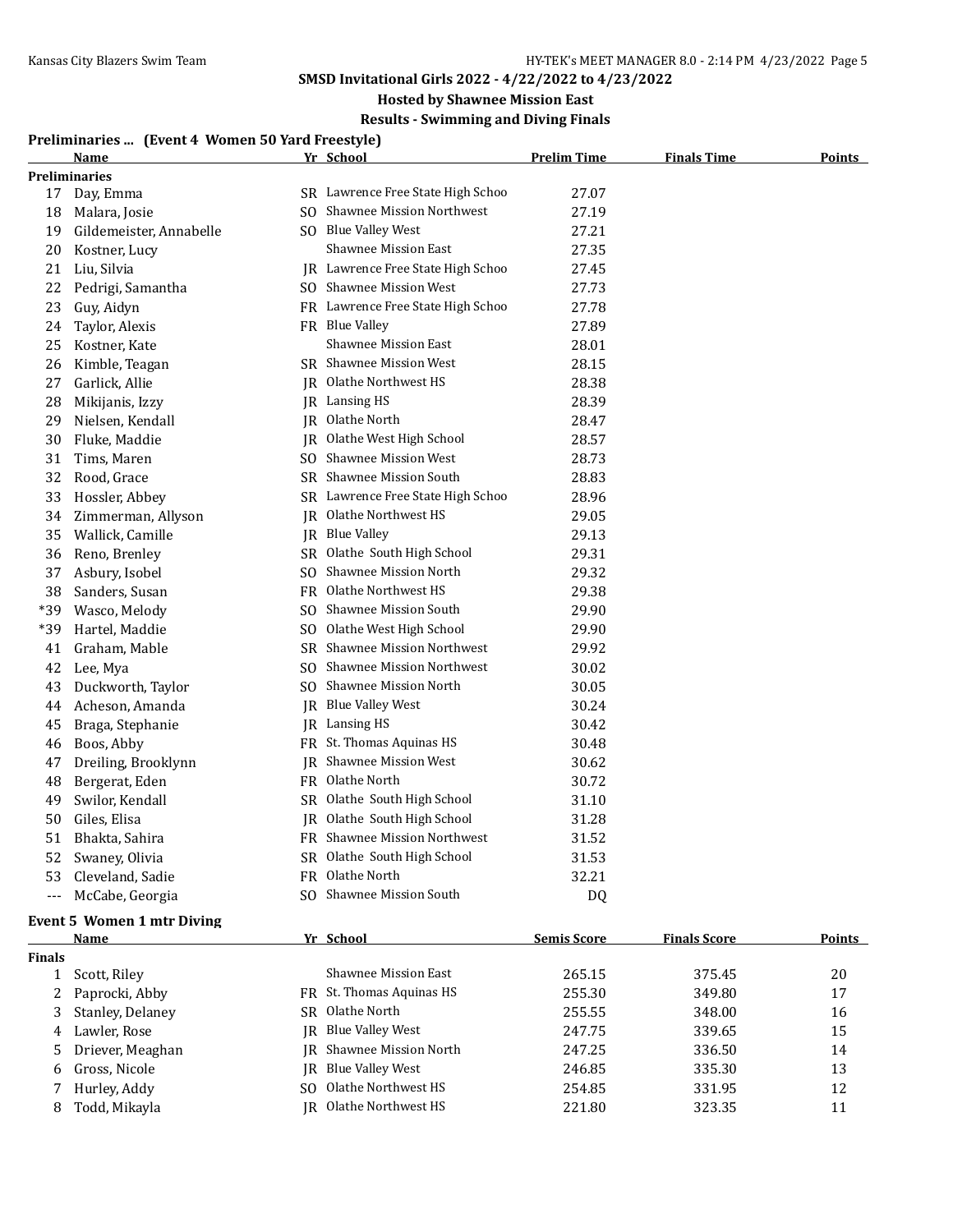**SMSD Invitational Girls 2022 - 4/22/2022 to 4/23/2022**

**Hosted by Shawnee Mission East**

**Results - Swimming and Diving Finals**

### Preliminaries ... (Event 4 Women 50 Yard Freestyle)

| | Name | Yr | School | Prelim Time | Finals Time | Points |
|---|---|---|---|---|---|---|
| **Preliminaries** | | | | | | |
| 17 | Day, Emma | SR | Lawrence Free State High Schoo | 27.07 | | |
| 18 | Malara, Josie | SO | Shawnee Mission Northwest | 27.19 | | |
| 19 | Gildemeister, Annabelle | SO | Blue Valley West | 27.21 | | |
| 20 | Kostner, Lucy | | Shawnee Mission East | 27.35 | | |
| 21 | Liu, Silvia | JR | Lawrence Free State High Schoo | 27.45 | | |
| 22 | Pedrigi, Samantha | SO | Shawnee Mission West | 27.73 | | |
| 23 | Guy, Aidyn | FR | Lawrence Free State High Schoo | 27.78 | | |
| 24 | Taylor, Alexis | FR | Blue Valley | 27.89 | | |
| 25 | Kostner, Kate | | Shawnee Mission East | 28.01 | | |
| 26 | Kimble, Teagan | SR | Shawnee Mission West | 28.15 | | |
| 27 | Garlick, Allie | JR | Olathe Northwest HS | 28.38 | | |
| 28 | Mikijanis, Izzy | JR | Lansing HS | 28.39 | | |
| 29 | Nielsen, Kendall | JR | Olathe North | 28.47 | | |
| 30 | Fluke, Maddie | JR | Olathe West High School | 28.57 | | |
| 31 | Tims, Maren | SO | Shawnee Mission West | 28.73 | | |
| 32 | Rood, Grace | SR | Shawnee Mission South | 28.83 | | |
| 33 | Hossler, Abbey | SR | Lawrence Free State High Schoo | 28.96 | | |
| 34 | Zimmerman, Allyson | JR | Olathe Northwest HS | 29.05 | | |
| 35 | Wallick, Camille | JR | Blue Valley | 29.13 | | |
| 36 | Reno, Brenley | SR | Olathe South High School | 29.31 | | |
| 37 | Asbury, Isobel | SO | Shawnee Mission North | 29.32 | | |
| 38 | Sanders, Susan | FR | Olathe Northwest HS | 29.38 | | |
| *39 | Wasco, Melody | SO | Shawnee Mission South | 29.90 | | |
| *39 | Hartel, Maddie | SO | Olathe West High School | 29.90 | | |
| 41 | Graham, Mable | SR | Shawnee Mission Northwest | 29.92 | | |
| 42 | Lee, Mya | SO | Shawnee Mission Northwest | 30.02 | | |
| 43 | Duckworth, Taylor | SO | Shawnee Mission North | 30.05 | | |
| 44 | Acheson, Amanda | JR | Blue Valley West | 30.24 | | |
| 45 | Braga, Stephanie | JR | Lansing HS | 30.42 | | |
| 46 | Boos, Abby | FR | St. Thomas Aquinas HS | 30.48 | | |
| 47 | Dreiling, Brooklynn | JR | Shawnee Mission West | 30.62 | | |
| 48 | Bergerat, Eden | FR | Olathe North | 30.72 | | |
| 49 | Swilor, Kendall | SR | Olathe South High School | 31.10 | | |
| 50 | Giles, Elisa | JR | Olathe South High School | 31.28 | | |
| 51 | Bhakta, Sahira | FR | Shawnee Mission Northwest | 31.52 | | |
| 52 | Swaney, Olivia | SR | Olathe South High School | 31.53 | | |
| 53 | Cleveland, Sadie | FR | Olathe North | 32.21 | | |
| --- | McCabe, Georgia | SO | Shawnee Mission South | DQ | | |

### Event 5 Women 1 mtr Diving

| | Name | Yr | School | Semis Score | Finals Score | Points |
|---|---|---|---|---|---|---|
| **Finals** | | | | | | |
| 1 | Scott, Riley | | Shawnee Mission East | 265.15 | 375.45 | 20 |
| 2 | Paprocki, Abby | FR | St. Thomas Aquinas HS | 255.30 | 349.80 | 17 |
| 3 | Stanley, Delaney | SR | Olathe North | 255.55 | 348.00 | 16 |
| 4 | Lawler, Rose | JR | Blue Valley West | 247.75 | 339.65 | 15 |
| 5 | Driever, Meaghan | JR | Shawnee Mission North | 247.25 | 336.50 | 14 |
| 6 | Gross, Nicole | JR | Blue Valley West | 246.85 | 335.30 | 13 |
| 7 | Hurley, Addy | SO | Olathe Northwest HS | 254.85 | 331.95 | 12 |
| 8 | Todd, Mikayla | JR | Olathe Northwest HS | 221.80 | 323.35 | 11 |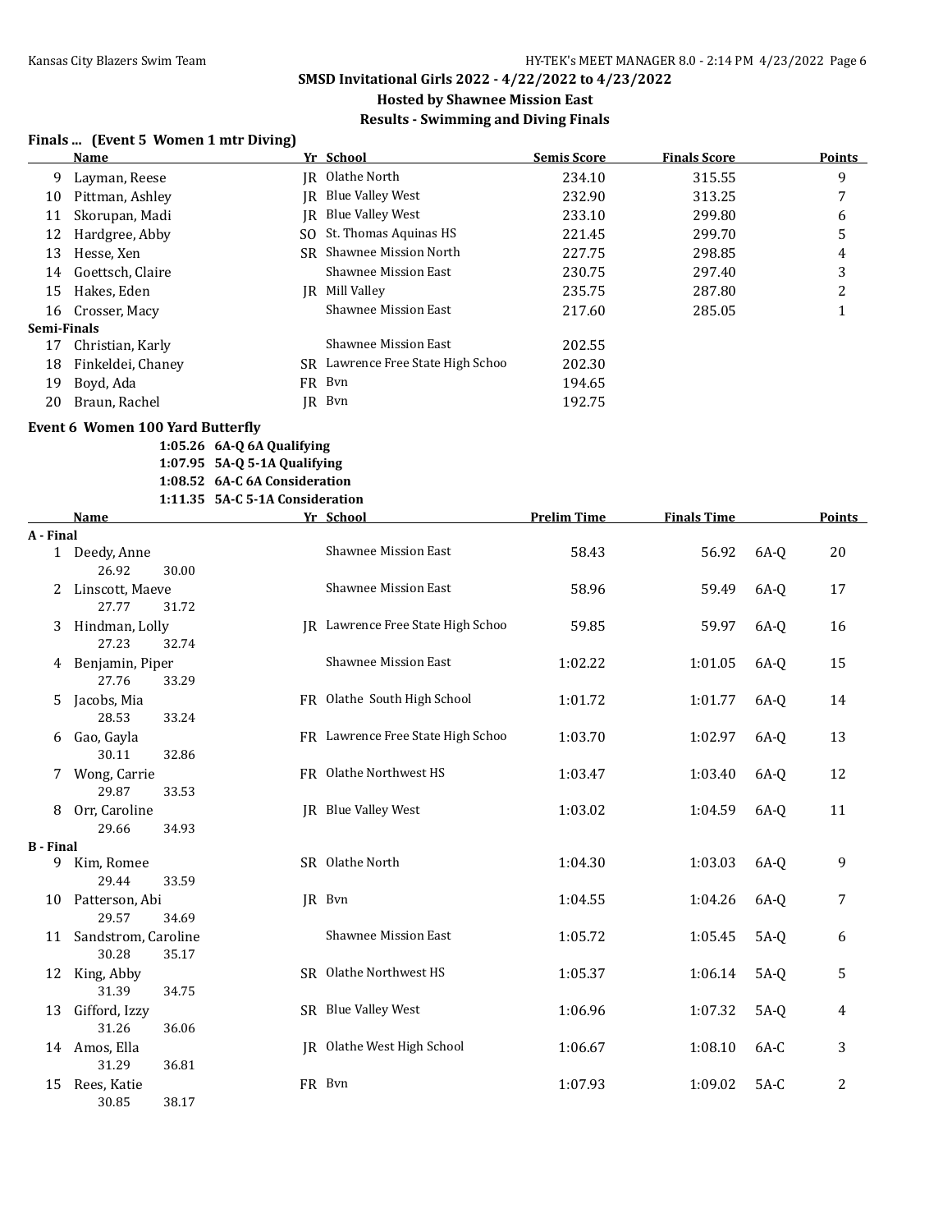## SMSD Invitational Girls 2022 - 4/22/2022 to 4/23/2022

### Hosted by Shawnee Mission East

### Results - Swimming and Diving Finals

**Finals ... (Event 5 Women 1 mtr Diving)**

| | Name | Yr | School | Semis Score | Finals Score | Points |
|---|---|---|---|---|---|---|
| 9 | Layman, Reese | JR | Olathe North | 234.10 | 315.55 | 9 |
| 10 | Pittman, Ashley | JR | Blue Valley West | 232.90 | 313.25 | 7 |
| 11 | Skorupan, Madi | JR | Blue Valley West | 233.10 | 299.80 | 6 |
| 12 | Hardgree, Abby | SO | St. Thomas Aquinas HS | 221.45 | 299.70 | 5 |
| 13 | Hesse, Xen | SR | Shawnee Mission North | 227.75 | 298.85 | 4 |
| 14 | Goettsch, Claire | | Shawnee Mission East | 230.75 | 297.40 | 3 |
| 15 | Hakes, Eden | JR | Mill Valley | 235.75 | 287.80 | 2 |
| 16 | Crosser, Macy | | Shawnee Mission East | 217.60 | 285.05 | 1 |
| **Semi-Finals** | | | | | | |
| 17 | Christian, Karly | | Shawnee Mission East | 202.55 | | |
| 18 | Finkeldei, Chaney | SR | Lawrence Free State High Schoo | 202.30 | | |
| 19 | Boyd, Ada | FR | Bvn | 194.65 | | |
| 20 | Braun, Rachel | JR | Bvn | 192.75 | | |

**Event 6 Women 100 Yard Butterfly**

- 1:05.26 6A-Q 6A Qualifying
- 1:07.95 5A-Q 5-1A Qualifying
- 1:08.52 6A-C 6A Consideration
- 1:11.35 5A-C 5-1A Consideration

| | Name | Yr | School | Prelim Time | Finals Time | | Points |
|---|---|---|---|---|---|---|---|
| **A - Final** | | | | | | | |
| 1 | Deedy, Anne | | Shawnee Mission East | 58.43 | 56.92 | 6A-Q | 20 |
| | 26.92 30.00 | | | | | | |
| 2 | Linscott, Maeve | | Shawnee Mission East | 58.96 | 59.49 | 6A-Q | 17 |
| | 27.77 31.72 | | | | | | |
| 3 | Hindman, Lolly | JR | Lawrence Free State High Schoo | 59.85 | 59.97 | 6A-Q | 16 |
| | 27.23 32.74 | | | | | | |
| 4 | Benjamin, Piper | | Shawnee Mission East | 1:02.22 | 1:01.05 | 6A-Q | 15 |
| | 27.76 33.29 | | | | | | |
| 5 | Jacobs, Mia | FR | Olathe South High School | 1:01.72 | 1:01.77 | 6A-Q | 14 |
| | 28.53 33.24 | | | | | | |
| 6 | Gao, Gayla | FR | Lawrence Free State High Schoo | 1:03.70 | 1:02.97 | 6A-Q | 13 |
| | 30.11 32.86 | | | | | | |
| 7 | Wong, Carrie | FR | Olathe Northwest HS | 1:03.47 | 1:03.40 | 6A-Q | 12 |
| | 29.87 33.53 | | | | | | |
| 8 | Orr, Caroline | JR | Blue Valley West | 1:03.02 | 1:04.59 | 6A-Q | 11 |
| | 29.66 34.93 | | | | | | |
| **B - Final** | | | | | | | |
| 9 | Kim, Romee | SR | Olathe North | 1:04.30 | 1:03.03 | 6A-Q | 9 |
| | 29.44 33.59 | | | | | | |
| 10 | Patterson, Abi | JR | Bvn | 1:04.55 | 1:04.26 | 6A-Q | 7 |
| | 29.57 34.69 | | | | | | |
| 11 | Sandstrom, Caroline | | Shawnee Mission East | 1:05.72 | 1:05.45 | 5A-Q | 6 |
| | 30.28 35.17 | | | | | | |
| 12 | King, Abby | SR | Olathe Northwest HS | 1:05.37 | 1:06.14 | 5A-Q | 5 |
| | 31.39 34.75 | | | | | | |
| 13 | Gifford, Izzy | SR | Blue Valley West | 1:06.96 | 1:07.32 | 5A-Q | 4 |
| | 31.26 36.06 | | | | | | |
| 14 | Amos, Ella | JR | Olathe West High School | 1:06.67 | 1:08.10 | 6A-C | 3 |
| | 31.29 36.81 | | | | | | |
| 15 | Rees, Katie | FR | Bvn | 1:07.93 | 1:09.02 | 5A-C | 2 |
| | 30.85 38.17 | | | | | | |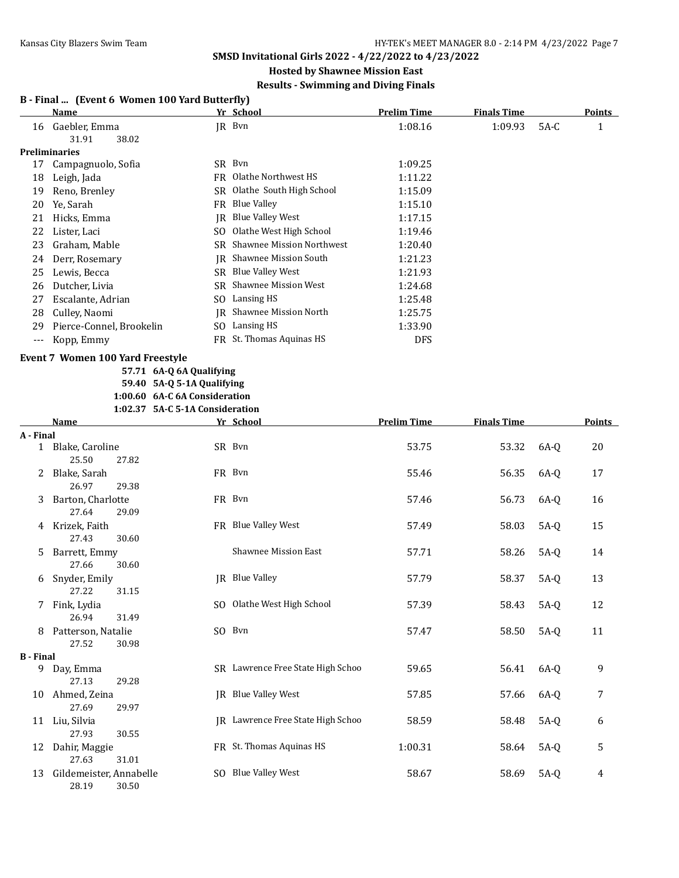## SMSD Invitational Girls 2022 - 4/22/2022 to 4/23/2022

### Hosted by Shawnee Mission East

### Results - Swimming and Diving Finals

**B - Final ... (Event 6 Women 100 Yard Butterfly)**

| | Name | Yr | School | Prelim Time | Finals Time | | Points |
|---|---|---|---|---|---|---|---|
| 16 | Gaebler, Emma | JR | Bvn | 1:08.16 | 1:09.93 | 5A-C | 1 |
| | 31.91 38.02 | | | | | | |
| **Preliminaries** | | | | | | | |
| 17 | Campagnuolo, Sofia | SR | Bvn | 1:09.25 | | | |
| 18 | Leigh, Jada | FR | Olathe Northwest HS | 1:11.22 | | | |
| 19 | Reno, Brenley | SR | Olathe South High School | 1:15.09 | | | |
| 20 | Ye, Sarah | FR | Blue Valley | 1:15.10 | | | |
| 21 | Hicks, Emma | JR | Blue Valley West | 1:17.15 | | | |
| 22 | Lister, Laci | SO | Olathe West High School | 1:19.46 | | | |
| 23 | Graham, Mable | SR | Shawnee Mission Northwest | 1:20.40 | | | |
| 24 | Derr, Rosemary | JR | Shawnee Mission South | 1:21.23 | | | |
| 25 | Lewis, Becca | SR | Blue Valley West | 1:21.93 | | | |
| 26 | Dutcher, Livia | SR | Shawnee Mission West | 1:24.68 | | | |
| 27 | Escalante, Adrian | SO | Lansing HS | 1:25.48 | | | |
| 28 | Culley, Naomi | JR | Shawnee Mission North | 1:25.75 | | | |
| 29 | Pierce-Connel, Brookelin | SO | Lansing HS | 1:33.90 | | | |
| --- | Kopp, Emmy | FR | St. Thomas Aquinas HS | DFS | | | |

**Event 7 Women 100 Yard Freestyle**

- 57.71 6A-Q 6A Qualifying
- 59.40 5A-Q 5-1A Qualifying
- 1:00.60 6A-C 6A Consideration
- 1:02.37 5A-C 5-1A Consideration

| | Name | Yr | School | Prelim Time | Finals Time | | Points |
|---|---|---|---|---|---|---|---|
| **A - Final** | | | | | | | |
| 1 | Blake, Caroline | SR | Bvn | 53.75 | 53.32 | 6A-Q | 20 |
| | 25.50 27.82 | | | | | | |
| 2 | Blake, Sarah | FR | Bvn | 55.46 | 56.35 | 6A-Q | 17 |
| | 26.97 29.38 | | | | | | |
| 3 | Barton, Charlotte | FR | Bvn | 57.46 | 56.73 | 6A-Q | 16 |
| | 27.64 29.09 | | | | | | |
| 4 | Krizek, Faith | FR | Blue Valley West | 57.49 | 58.03 | 5A-Q | 15 |
| | 27.43 30.60 | | | | | | |
| 5 | Barrett, Emmy | | Shawnee Mission East | 57.71 | 58.26 | 5A-Q | 14 |
| | 27.66 30.60 | | | | | | |
| 6 | Snyder, Emily | JR | Blue Valley | 57.79 | 58.37 | 5A-Q | 13 |
| | 27.22 31.15 | | | | | | |
| 7 | Fink, Lydia | SO | Olathe West High School | 57.39 | 58.43 | 5A-Q | 12 |
| | 26.94 31.49 | | | | | | |
| 8 | Patterson, Natalie | SO | Bvn | 57.47 | 58.50 | 5A-Q | 11 |
| | 27.52 30.98 | | | | | | |
| **B - Final** | | | | | | | |
| 9 | Day, Emma | SR | Lawrence Free State High Schoo | 59.65 | 56.41 | 6A-Q | 9 |
| | 27.13 29.28 | | | | | | |
| 10 | Ahmed, Zeina | JR | Blue Valley West | 57.85 | 57.66 | 6A-Q | 7 |
| | 27.69 29.97 | | | | | | |
| 11 | Liu, Silvia | JR | Lawrence Free State High Schoo | 58.59 | 58.48 | 5A-Q | 6 |
| | 27.93 30.55 | | | | | | |
| 12 | Dahir, Maggie | FR | St. Thomas Aquinas HS | 1:00.31 | 58.64 | 5A-Q | 5 |
| | 27.63 31.01 | | | | | | |
| 13 | Gildemeister, Annabelle | SO | Blue Valley West | 58.67 | 58.69 | 5A-Q | 4 |
| | 28.19 30.50 | | | | | | |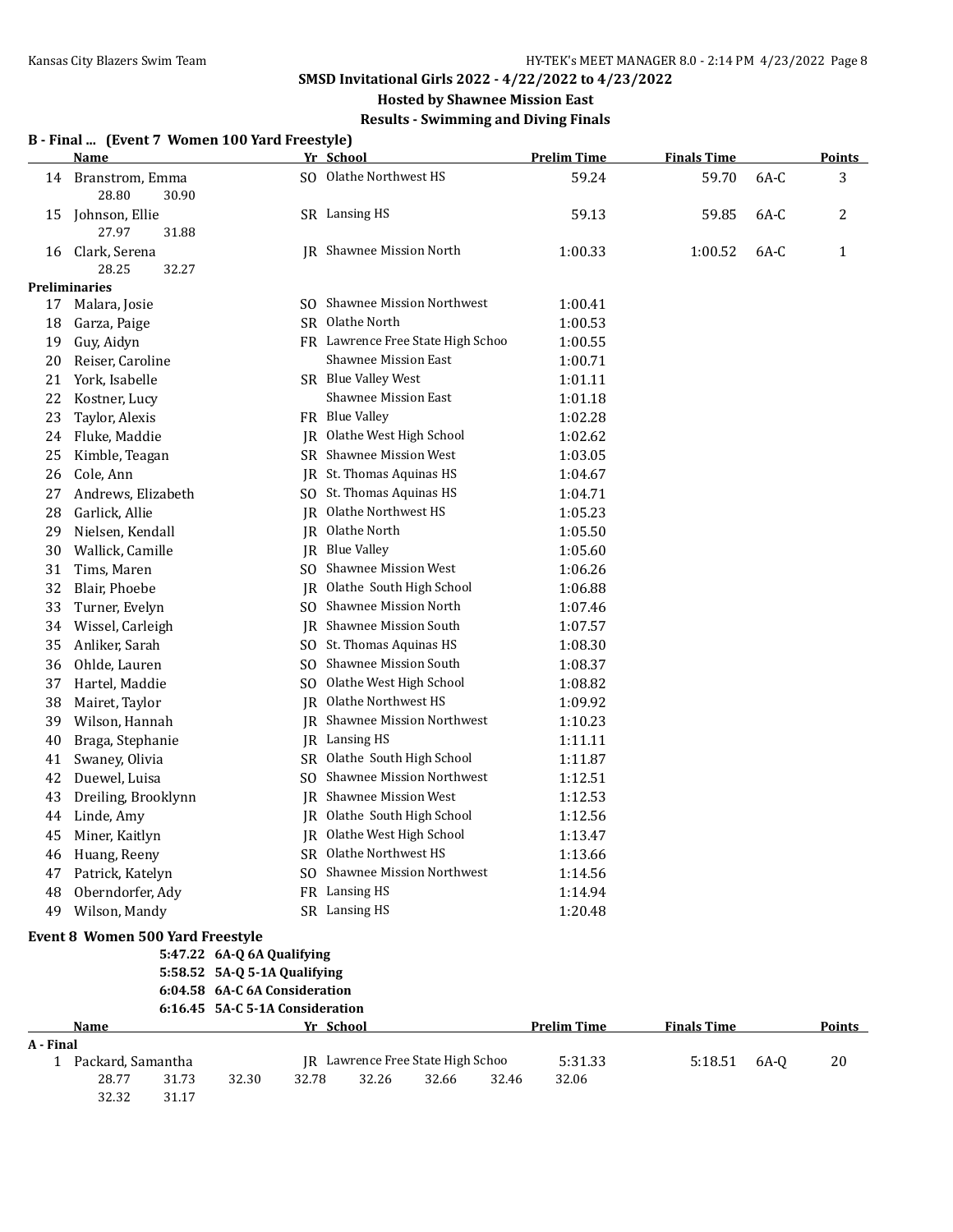## SMSD Invitational Girls 2022 - 4/22/2022 to 4/23/2022

### Hosted by Shawnee Mission East

### Results - Swimming and Diving Finals

**B - Final ... (Event 7 Women 100 Yard Freestyle)**

| | Name | Yr | School | Prelim Time | Finals Time | | Points |
|---|---|---|---|---|---|---|---|
| 14 | Branstrom, Emma | SO | Olathe Northwest HS | 59.24 | 59.70 | 6A-C | 3 |
| | 28.80 30.90 | | | | | | |
| 15 | Johnson, Ellie | SR | Lansing HS | 59.13 | 59.85 | 6A-C | 2 |
| | 27.97 31.88 | | | | | | |
| 16 | Clark, Serena | JR | Shawnee Mission North | 1:00.33 | 1:00.52 | 6A-C | 1 |
| | 28.25 32.27 | | | | | | |

**Preliminaries**

| | Name | Yr | School | Prelim Time |
|---|---|---|---|---|
| 17 | Malara, Josie | SO | Shawnee Mission Northwest | 1:00.41 |
| 18 | Garza, Paige | SR | Olathe North | 1:00.53 |
| 19 | Guy, Aidyn | FR | Lawrence Free State High Schoo | 1:00.55 |
| 20 | Reiser, Caroline | | Shawnee Mission East | 1:00.71 |
| 21 | York, Isabelle | SR | Blue Valley West | 1:01.11 |
| 22 | Kostner, Lucy | | Shawnee Mission East | 1:01.18 |
| 23 | Taylor, Alexis | FR | Blue Valley | 1:02.28 |
| 24 | Fluke, Maddie | JR | Olathe West High School | 1:02.62 |
| 25 | Kimble, Teagan | SR | Shawnee Mission West | 1:03.05 |
| 26 | Cole, Ann | JR | St. Thomas Aquinas HS | 1:04.67 |
| 27 | Andrews, Elizabeth | SO | St. Thomas Aquinas HS | 1:04.71 |
| 28 | Garlick, Allie | JR | Olathe Northwest HS | 1:05.23 |
| 29 | Nielsen, Kendall | JR | Olathe North | 1:05.50 |
| 30 | Wallick, Camille | JR | Blue Valley | 1:05.60 |
| 31 | Tims, Maren | SO | Shawnee Mission West | 1:06.26 |
| 32 | Blair, Phoebe | JR | Olathe South High School | 1:06.88 |
| 33 | Turner, Evelyn | SO | Shawnee Mission North | 1:07.46 |
| 34 | Wissel, Carleigh | JR | Shawnee Mission South | 1:07.57 |
| 35 | Anliker, Sarah | SO | St. Thomas Aquinas HS | 1:08.30 |
| 36 | Ohlde, Lauren | SO | Shawnee Mission South | 1:08.37 |
| 37 | Hartel, Maddie | SO | Olathe West High School | 1:08.82 |
| 38 | Mairet, Taylor | JR | Olathe Northwest HS | 1:09.92 |
| 39 | Wilson, Hannah | JR | Shawnee Mission Northwest | 1:10.23 |
| 40 | Braga, Stephanie | JR | Lansing HS | 1:11.11 |
| 41 | Swaney, Olivia | SR | Olathe South High School | 1:11.87 |
| 42 | Duewel, Luisa | SO | Shawnee Mission Northwest | 1:12.51 |
| 43 | Dreiling, Brooklynn | JR | Shawnee Mission West | 1:12.53 |
| 44 | Linde, Amy | JR | Olathe South High School | 1:12.56 |
| 45 | Miner, Kaitlyn | JR | Olathe West High School | 1:13.47 |
| 46 | Huang, Reeny | SR | Olathe Northwest HS | 1:13.66 |
| 47 | Patrick, Katelyn | SO | Shawnee Mission Northwest | 1:14.56 |
| 48 | Oberndorfer, Ady | FR | Lansing HS | 1:14.94 |
| 49 | Wilson, Mandy | SR | Lansing HS | 1:20.48 |

**Event 8 Women 500 Yard Freestyle**

5:47.22 6A-Q 6A Qualifying
5:58.52 5A-Q 5-1A Qualifying
6:04.58 6A-C 6A Consideration
6:16.45 5A-C 5-1A Consideration

**A - Final**

| | Name | Yr | School | Prelim Time | Finals Time | | Points |
|---|---|---|---|---|---|---|---|
| 1 | Packard, Samantha | JR | Lawrence Free State High Schoo | 5:31.33 | 5:18.51 | 6A-Q | 20 |
| | 28.77 31.73 32.30 32.78 32.26 32.66 32.46 32.06 | | | | | | |
| | 32.32 31.17 | | | | | | |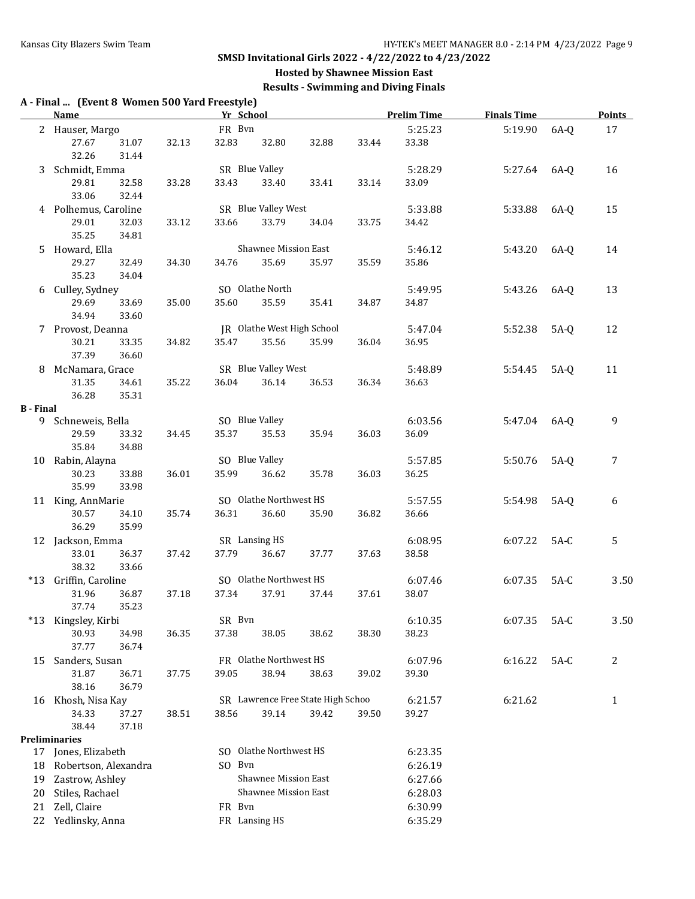**SMSD Invitational Girls 2022 - 4/22/2022 to 4/23/2022**

**Hosted by Shawnee Mission East**

**Results - Swimming and Diving Finals**

**A - Final ... (Event 8 Women 500 Yard Freestyle)**

| Name | Yr | School | Prelim Time | Finals Time | | Points |
|---|---|---|---|---|---|---|
| 2 Hauser, Margo | FR | Bvn | 5:25.23 | 5:19.90 | 6A-Q | 17 |
| 27.67 31.07 32.13 32.83 32.80 32.88 33.44 33.38 32.26 31.44 | | | | | | |
| 3 Schmidt, Emma | SR | Blue Valley | 5:28.29 | 5:27.64 | 6A-Q | 16 |
| 29.81 32.58 33.28 33.43 33.40 33.41 33.14 33.09 33.06 32.44 | | | | | | |
| 4 Polhemus, Caroline | SR | Blue Valley West | 5:33.88 | 5:33.88 | 6A-Q | 15 |
| 29.01 32.03 33.12 33.66 33.79 34.04 33.75 34.42 35.25 34.81 | | | | | | |
| 5 Howard, Ella | | Shawnee Mission East | 5:46.12 | 5:43.20 | 6A-Q | 14 |
| 29.27 32.49 34.30 34.76 35.69 35.97 35.59 35.86 35.23 34.04 | | | | | | |
| 6 Culley, Sydney | SO | Olathe North | 5:49.95 | 5:43.26 | 6A-Q | 13 |
| 29.69 33.69 35.00 35.60 35.59 35.41 34.87 34.87 34.94 33.60 | | | | | | |
| 7 Provost, Deanna | JR | Olathe West High School | 5:47.04 | 5:52.38 | 5A-Q | 12 |
| 30.21 33.35 34.82 35.47 35.56 35.99 36.04 36.95 37.39 36.60 | | | | | | |
| 8 McNamara, Grace | SR | Blue Valley West | 5:48.89 | 5:54.45 | 5A-Q | 11 |
| 31.35 34.61 35.22 36.04 36.14 36.53 36.34 36.63 36.28 35.31 | | | | | | |
| **B - Final** | | | | | | |
| 9 Schneweis, Bella | SO | Blue Valley | 6:03.56 | 5:47.04 | 6A-Q | 9 |
| 29.59 33.32 34.45 35.37 35.53 35.94 36.03 36.09 35.84 34.88 | | | | | | |
| 10 Rabin, Alayna | SO | Blue Valley | 5:57.85 | 5:50.76 | 5A-Q | 7 |
| 30.23 33.88 36.01 35.99 36.62 35.78 36.03 36.25 35.99 33.98 | | | | | | |
| 11 King, AnnMarie | SO | Olathe Northwest HS | 5:57.55 | 5:54.98 | 5A-Q | 6 |
| 30.57 34.10 35.74 36.31 36.60 35.90 36.82 36.66 36.29 35.99 | | | | | | |
| 12 Jackson, Emma | SR | Lansing HS | 6:08.95 | 6:07.22 | 5A-C | 5 |
| 33.01 36.37 37.42 37.79 36.67 37.77 37.63 38.58 38.32 33.66 | | | | | | |
| *13 Griffin, Caroline | SO | Olathe Northwest HS | 6:07.46 | 6:07.35 | 5A-C | 3.50 |
| 31.96 36.87 37.18 37.34 37.91 37.44 37.61 38.07 37.74 35.23 | | | | | | |
| *13 Kingsley, Kirbi | SR | Bvn | 6:10.35 | 6:07.35 | 5A-C | 3.50 |
| 30.93 34.98 36.35 37.38 38.05 38.62 38.30 38.23 37.77 36.74 | | | | | | |
| 15 Sanders, Susan | FR | Olathe Northwest HS | 6:07.96 | 6:16.22 | 5A-C | 2 |
| 31.87 36.71 37.75 39.05 38.94 38.63 39.02 39.30 38.16 36.79 | | | | | | |
| 16 Khosh, Nisa Kay | SR | Lawrence Free State High Schoo | 6:21.57 | 6:21.62 | | 1 |
| 34.33 37.27 38.51 38.56 39.14 39.42 39.50 39.27 38.44 37.18 | | | | | | |
| **Preliminaries** | | | | | | |
| 17 Jones, Elizabeth | SO | Olathe Northwest HS | 6:23.35 | | | |
| 18 Robertson, Alexandra | SO | Bvn | 6:26.19 | | | |
| 19 Zastrow, Ashley | | Shawnee Mission East | 6:27.66 | | | |
| 20 Stiles, Rachael | | Shawnee Mission East | 6:28.03 | | | |
| 21 Zell, Claire | FR | Bvn | 6:30.99 | | | |
| 22 Yedlinsky, Anna | FR | Lansing HS | 6:35.29 | | | |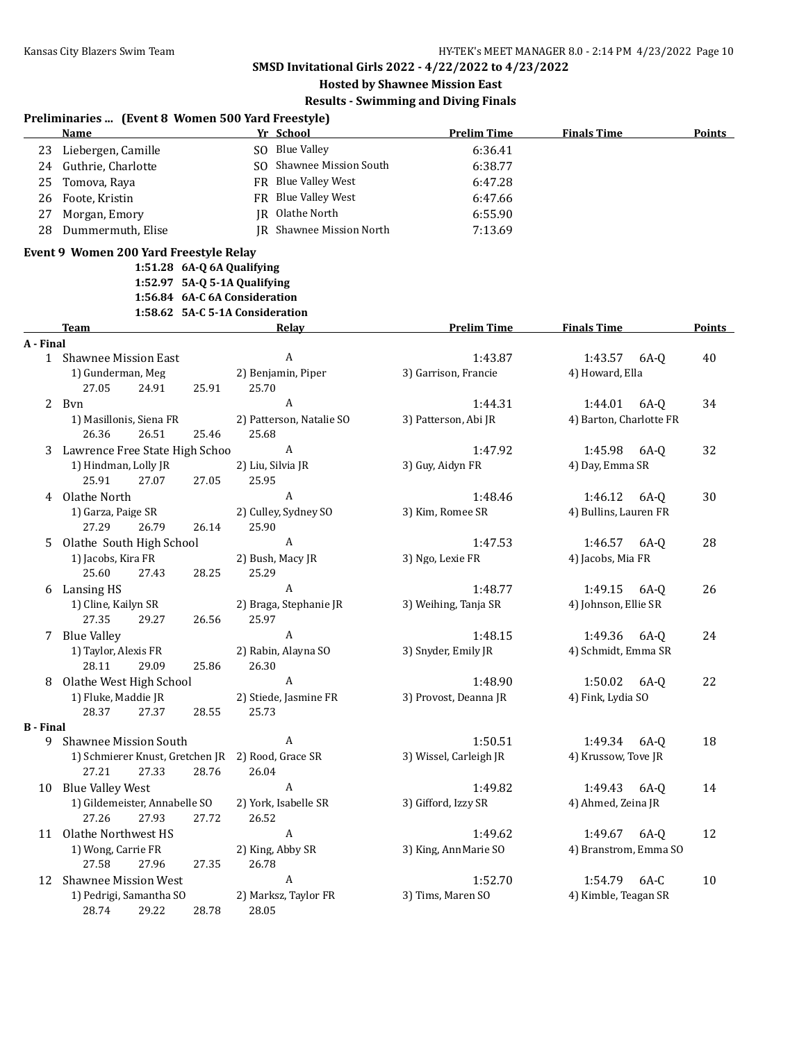## SMSD Invitational Girls 2022 - 4/22/2022 to 4/23/2022

### Hosted by Shawnee Mission East

### Results - Swimming and Diving Finals

**Preliminaries ... (Event 8 Women 500 Yard Freestyle)**

| | Name | Yr | School | Prelim Time | Finals Time | Points |
|---|---|---|---|---|---|---|
| 23 | Liebergen, Camille | SO | Blue Valley | 6:36.41 | | |
| 24 | Guthrie, Charlotte | SO | Shawnee Mission South | 6:38.77 | | |
| 25 | Tomova, Raya | FR | Blue Valley West | 6:47.28 | | |
| 26 | Foote, Kristin | FR | Blue Valley West | 6:47.66 | | |
| 27 | Morgan, Emory | JR | Olathe North | 6:55.90 | | |
| 28 | Dummermuth, Elise | JR | Shawnee Mission North | 7:13.69 | | |

**Event 9 Women 200 Yard Freestyle Relay**

1:51.28 6A-Q 6A Qualifying
1:52.97 5A-Q 5-1A Qualifying
1:56.84 6A-C 6A Consideration
1:58.62 5A-C 5-1A Consideration

| | Team | Relay | Prelim Time | Finals Time | Points |
|---|---|---|---|---|---|
| **A - Final** | | | | | |
| 1 | Shawnee Mission East | A | 1:43.87 | 1:43.57 6A-Q | 40 |
| | 1) Gunderman, Meg | 2) Benjamin, Piper | 3) Garrison, Francie | 4) Howard, Ella | |
| | 27.05 24.91 25.91 | 25.70 | | | |
| 2 | Bvn | A | 1:44.31 | 1:44.01 6A-Q | 34 |
| | 1) Masillonis, Siena FR | 2) Patterson, Natalie SO | 3) Patterson, Abi JR | 4) Barton, Charlotte FR | |
| | 26.36 26.51 25.46 | 25.68 | | | |
| 3 | Lawrence Free State High Schoo | A | 1:47.92 | 1:45.98 6A-Q | 32 |
| | 1) Hindman, Lolly JR | 2) Liu, Silvia JR | 3) Guy, Aidyn FR | 4) Day, Emma SR | |
| | 25.91 27.07 27.05 | 25.95 | | | |
| 4 | Olathe North | A | 1:48.46 | 1:46.12 6A-Q | 30 |
| | 1) Garza, Paige SR | 2) Culley, Sydney SO | 3) Kim, Romee SR | 4) Bullins, Lauren FR | |
| | 27.29 26.79 26.14 | 25.90 | | | |
| 5 | Olathe South High School | A | 1:47.53 | 1:46.57 6A-Q | 28 |
| | 1) Jacobs, Kira FR | 2) Bush, Macy JR | 3) Ngo, Lexie FR | 4) Jacobs, Mia FR | |
| | 25.60 27.43 28.25 | 25.29 | | | |
| 6 | Lansing HS | A | 1:48.77 | 1:49.15 6A-Q | 26 |
| | 1) Cline, Kailyn SR | 2) Braga, Stephanie JR | 3) Weihing, Tanja SR | 4) Johnson, Ellie SR | |
| | 27.35 29.27 26.56 | 25.97 | | | |
| 7 | Blue Valley | A | 1:48.15 | 1:49.36 6A-Q | 24 |
| | 1) Taylor, Alexis FR | 2) Rabin, Alayna SO | 3) Snyder, Emily JR | 4) Schmidt, Emma SR | |
| | 28.11 29.09 25.86 | 26.30 | | | |
| 8 | Olathe West High School | A | 1:48.90 | 1:50.02 6A-Q | 22 |
| | 1) Fluke, Maddie JR | 2) Stiede, Jasmine FR | 3) Provost, Deanna JR | 4) Fink, Lydia SO | |
| | 28.37 27.37 28.55 | 25.73 | | | |
| **B - Final** | | | | | |
| 9 | Shawnee Mission South | A | 1:50.51 | 1:49.34 6A-Q | 18 |
| | 1) Schmierer Knust, Gretchen JR | 2) Rood, Grace SR | 3) Wissel, Carleigh JR | 4) Krussow, Tove JR | |
| | 27.21 27.33 28.76 | 26.04 | | | |
| 10 | Blue Valley West | A | 1:49.82 | 1:49.43 6A-Q | 14 |
| | 1) Gildemeister, Annabelle SO | 2) York, Isabelle SR | 3) Gifford, Izzy SR | 4) Ahmed, Zeina JR | |
| | 27.26 27.93 27.72 | 26.52 | | | |
| 11 | Olathe Northwest HS | A | 1:49.62 | 1:49.67 6A-Q | 12 |
| | 1) Wong, Carrie FR | 2) King, Abby SR | 3) King, AnnMarie SO | 4) Branstrom, Emma SO | |
| | 27.58 27.96 27.35 | 26.78 | | | |
| 12 | Shawnee Mission West | A | 1:52.70 | 1:54.79 6A-C | 10 |
| | 1) Pedrigi, Samantha SO | 2) Marksz, Taylor FR | 3) Tims, Maren SO | 4) Kimble, Teagan SR | |
| | 28.74 29.22 28.78 | 28.05 | | | |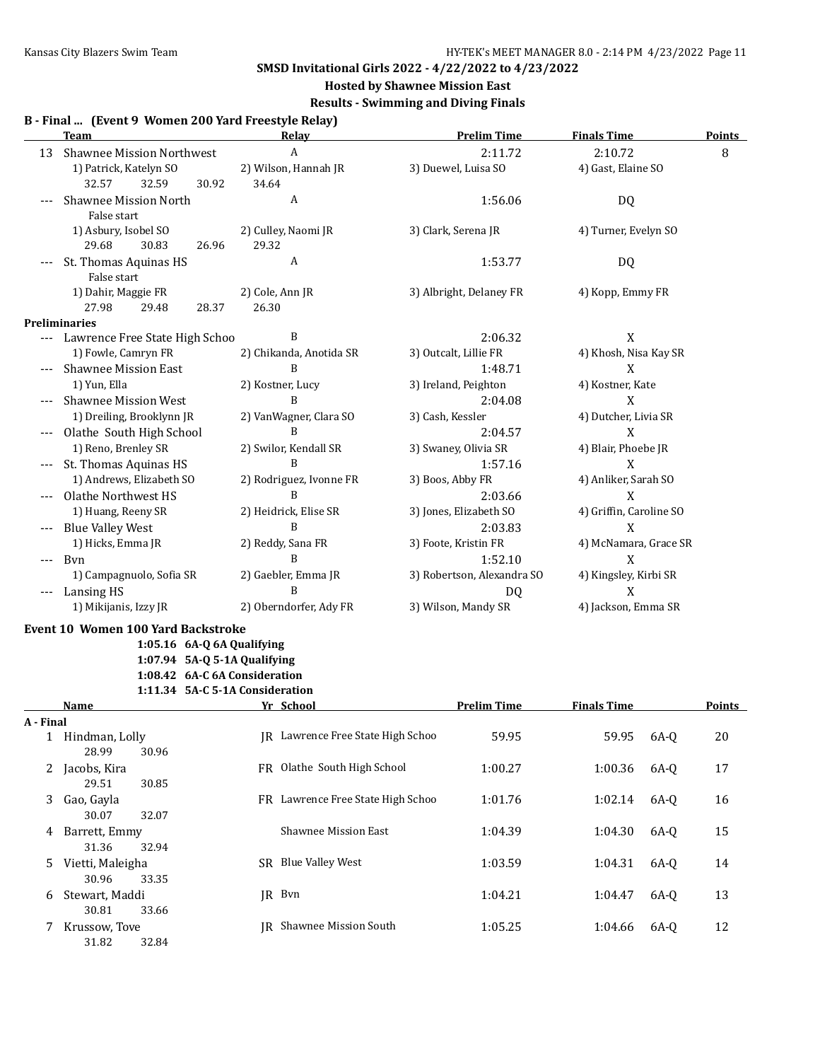## SMSD Invitational Girls 2022 - 4/22/2022 to 4/23/2022

### Hosted by Shawnee Mission East

### Results - Swimming and Diving Finals

**B - Final ... (Event 9 Women 200 Yard Freestyle Relay)**

| | Team | Relay | Prelim Time | Finals Time | Points |
|---|---|---|---|---|---|
| 13 | Shawnee Mission Northwest | A | 2:11.72 | 2:10.72 | 8 |
| | 1) Patrick, Katelyn SO | 2) Wilson, Hannah JR | 3) Duewel, Luisa SO | 4) Gast, Elaine SO | |
| | 32.57 32.59 30.92 34.64 | | | | |
| --- | Shawnee Mission North | A | 1:56.06 | DQ | |
| | False start | | | | |
| | 1) Asbury, Isobel SO | 2) Culley, Naomi JR | 3) Clark, Serena JR | 4) Turner, Evelyn SO | |
| | 29.68 30.83 26.96 29.32 | | | | |
| --- | St. Thomas Aquinas HS | A | 1:53.77 | DQ | |
| | False start | | | | |
| | 1) Dahir, Maggie FR | 2) Cole, Ann JR | 3) Albright, Delaney FR | 4) Kopp, Emmy FR | |
| | 27.98 29.48 28.37 26.30 | | | | |
| **Preliminaries** | | | | | |
| --- | Lawrence Free State High Schoo | B | 2:06.32 | X | |
| | 1) Fowle, Camryn FR | 2) Chikanda, Anotida SR | 3) Outcalt, Lillie FR | 4) Khosh, Nisa Kay SR | |
| --- | Shawnee Mission East | B | 1:48.71 | X | |
| | 1) Yun, Ella | 2) Kostner, Lucy | 3) Ireland, Peighton | 4) Kostner, Kate | |
| --- | Shawnee Mission West | B | 2:04.08 | X | |
| | 1) Dreiling, Brooklynn JR | 2) VanWagner, Clara SO | 3) Cash, Kessler | 4) Dutcher, Livia SR | |
| --- | Olathe South High School | B | 2:04.57 | X | |
| | 1) Reno, Brenley SR | 2) Swilor, Kendall SR | 3) Swaney, Olivia SR | 4) Blair, Phoebe JR | |
| --- | St. Thomas Aquinas HS | B | 1:57.16 | X | |
| | 1) Andrews, Elizabeth SO | 2) Rodriguez, Ivonne FR | 3) Boos, Abby FR | 4) Anliker, Sarah SO | |
| --- | Olathe Northwest HS | B | 2:03.66 | X | |
| | 1) Huang, Reeny SR | 2) Heidrick, Elise SR | 3) Jones, Elizabeth SO | 4) Griffin, Caroline SO | |
| --- | Blue Valley West | B | 2:03.83 | X | |
| | 1) Hicks, Emma JR | 2) Reddy, Sana FR | 3) Foote, Kristin FR | 4) McNamara, Grace SR | |
| --- | Bvn | B | 1:52.10 | X | |
| | 1) Campagnuolo, Sofia SR | 2) Gaebler, Emma JR | 3) Robertson, Alexandra SO | 4) Kingsley, Kirbi SR | |
| --- | Lansing HS | B | DQ | X | |
| | 1) Mikijanis, Izzy JR | 2) Oberndorfer, Ady FR | 3) Wilson, Mandy SR | 4) Jackson, Emma SR | |

**Event 10 Women 100 Yard Backstroke**

**1:05.16 6A-Q 6A Qualifying**
**1:07.94 5A-Q 5-1A Qualifying**
**1:08.42 6A-C 6A Consideration**
**1:11.34 5A-C 5-1A Consideration**

| | Name | Yr | School | Prelim Time | Finals Time | | Points |
|---|---|---|---|---|---|---|---|
| **A - Final** | | | | | | | |
| 1 | Hindman, Lolly | JR | Lawrence Free State High Schoo | 59.95 | 59.95 | 6A-Q | 20 |
| | 28.99 30.96 | | | | | | |
| 2 | Jacobs, Kira | FR | Olathe South High School | 1:00.27 | 1:00.36 | 6A-Q | 17 |
| | 29.51 30.85 | | | | | | |
| 3 | Gao, Gayla | FR | Lawrence Free State High Schoo | 1:01.76 | 1:02.14 | 6A-Q | 16 |
| | 30.07 32.07 | | | | | | |
| 4 | Barrett, Emmy | | Shawnee Mission East | 1:04.39 | 1:04.30 | 6A-Q | 15 |
| | 31.36 32.94 | | | | | | |
| 5 | Vietti, Maleigha | SR | Blue Valley West | 1:03.59 | 1:04.31 | 6A-Q | 14 |
| | 30.96 33.35 | | | | | | |
| 6 | Stewart, Maddi | JR | Bvn | 1:04.21 | 1:04.47 | 6A-Q | 13 |
| | 30.81 33.66 | | | | | | |
| 7 | Krussow, Tove | JR | Shawnee Mission South | 1:05.25 | 1:04.66 | 6A-Q | 12 |
| | 31.82 32.84 | | | | | | |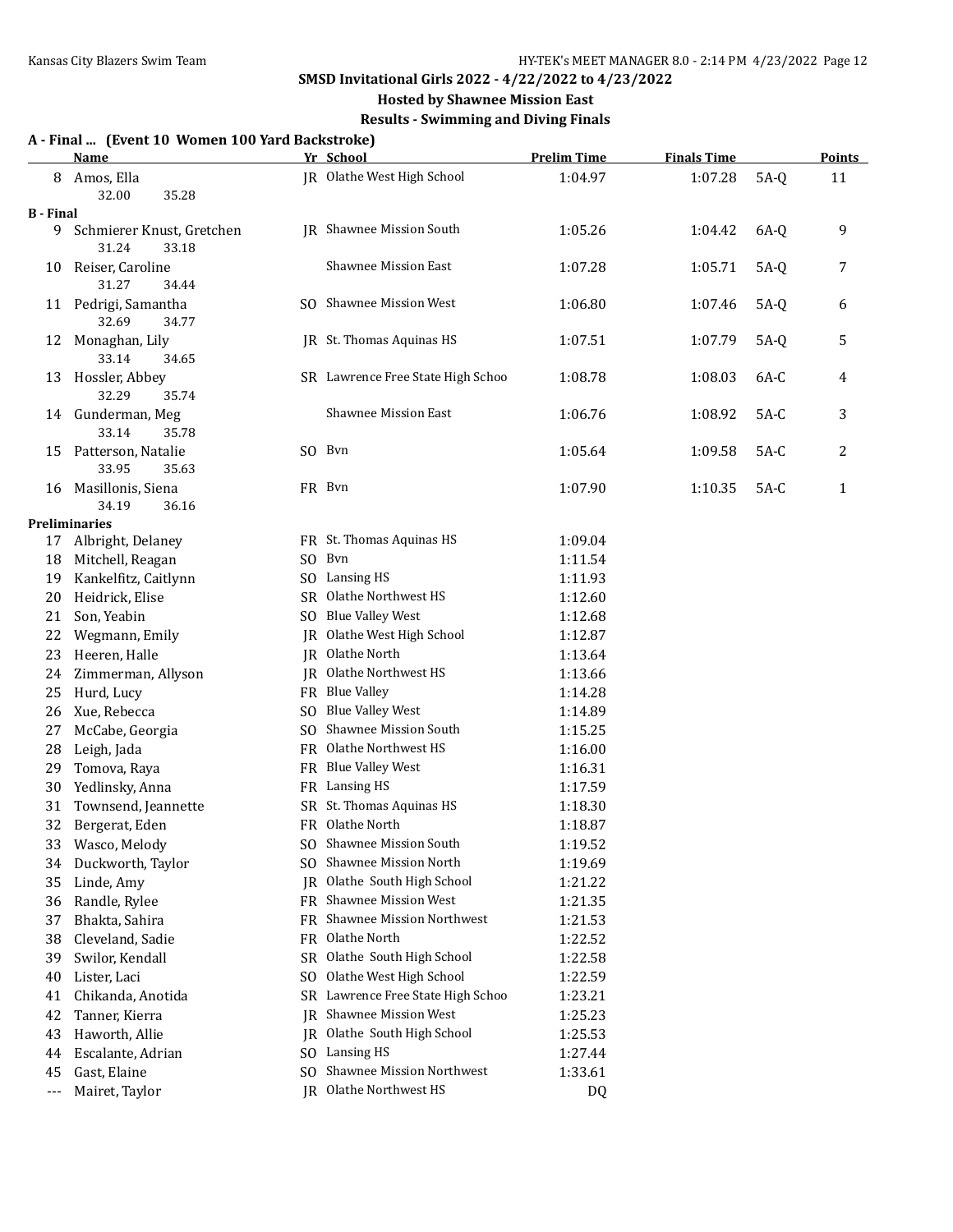## SMSD Invitational Girls 2022 - 4/22/2022 to 4/23/2022

### Hosted by Shawnee Mission East

### Results - Swimming and Diving Finals

**A - Final ... (Event 10 Women 100 Yard Backstroke)**

| | Name | Yr | School | Prelim Time | Finals Time | | Points |
|---|---|---|---|---|---|---|---|
| 8 | Amos, Ella | JR | Olathe West High School | 1:04.97 | 1:07.28 | 5A-Q | 11 |
| | 32.00 35.28 | | | | | | |
| **B - Final** | | | | | | | |
| 9 | Schmierer Knust, Gretchen | JR | Shawnee Mission South | 1:05.26 | 1:04.42 | 6A-Q | 9 |
| | 31.24 33.18 | | | | | | |
| 10 | Reiser, Caroline | | Shawnee Mission East | 1:07.28 | 1:05.71 | 5A-Q | 7 |
| | 31.27 34.44 | | | | | | |
| 11 | Pedrigi, Samantha | SO | Shawnee Mission West | 1:06.80 | 1:07.46 | 5A-Q | 6 |
| | 32.69 34.77 | | | | | | |
| 12 | Monaghan, Lily | JR | St. Thomas Aquinas HS | 1:07.51 | 1:07.79 | 5A-Q | 5 |
| | 33.14 34.65 | | | | | | |
| 13 | Hossler, Abbey | SR | Lawrence Free State High Schoo | 1:08.78 | 1:08.03 | 6A-C | 4 |
| | 32.29 35.74 | | | | | | |
| 14 | Gunderman, Meg | | Shawnee Mission East | 1:06.76 | 1:08.92 | 5A-C | 3 |
| | 33.14 35.78 | | | | | | |
| 15 | Patterson, Natalie | SO | Bvn | 1:05.64 | 1:09.58 | 5A-C | 2 |
| | 33.95 35.63 | | | | | | |
| 16 | Masillonis, Siena | FR | Bvn | 1:07.90 | 1:10.35 | 5A-C | 1 |
| | 34.19 36.16 | | | | | | |
| **Preliminaries** | | | | | | | |
| 17 | Albright, Delaney | FR | St. Thomas Aquinas HS | 1:09.04 | | | |
| 18 | Mitchell, Reagan | SO | Bvn | 1:11.54 | | | |
| 19 | Kankelfitz, Caitlynn | SO | Lansing HS | 1:11.93 | | | |
| 20 | Heidrick, Elise | SR | Olathe Northwest HS | 1:12.60 | | | |
| 21 | Son, Yeabin | SO | Blue Valley West | 1:12.68 | | | |
| 22 | Wegmann, Emily | JR | Olathe West High School | 1:12.87 | | | |
| 23 | Heeren, Halle | JR | Olathe North | 1:13.64 | | | |
| 24 | Zimmerman, Allyson | JR | Olathe Northwest HS | 1:13.66 | | | |
| 25 | Hurd, Lucy | FR | Blue Valley | 1:14.28 | | | |
| 26 | Xue, Rebecca | SO | Blue Valley West | 1:14.89 | | | |
| 27 | McCabe, Georgia | SO | Shawnee Mission South | 1:15.25 | | | |
| 28 | Leigh, Jada | FR | Olathe Northwest HS | 1:16.00 | | | |
| 29 | Tomova, Raya | FR | Blue Valley West | 1:16.31 | | | |
| 30 | Yedlinsky, Anna | FR | Lansing HS | 1:17.59 | | | |
| 31 | Townsend, Jeannette | SR | St. Thomas Aquinas HS | 1:18.30 | | | |
| 32 | Bergerat, Eden | FR | Olathe North | 1:18.87 | | | |
| 33 | Wasco, Melody | SO | Shawnee Mission South | 1:19.52 | | | |
| 34 | Duckworth, Taylor | SO | Shawnee Mission North | 1:19.69 | | | |
| 35 | Linde, Amy | JR | Olathe South High School | 1:21.22 | | | |
| 36 | Randle, Rylee | FR | Shawnee Mission West | 1:21.35 | | | |
| 37 | Bhakta, Sahira | FR | Shawnee Mission Northwest | 1:21.53 | | | |
| 38 | Cleveland, Sadie | FR | Olathe North | 1:22.52 | | | |
| 39 | Swilor, Kendall | SR | Olathe South High School | 1:22.58 | | | |
| 40 | Lister, Laci | SO | Olathe West High School | 1:22.59 | | | |
| 41 | Chikanda, Anotida | SR | Lawrence Free State High Schoo | 1:23.21 | | | |
| 42 | Tanner, Kierra | JR | Shawnee Mission West | 1:25.23 | | | |
| 43 | Haworth, Allie | JR | Olathe South High School | 1:25.53 | | | |
| 44 | Escalante, Adrian | SO | Lansing HS | 1:27.44 | | | |
| 45 | Gast, Elaine | SO | Shawnee Mission Northwest | 1:33.61 | | | |
| --- | Mairet, Taylor | JR | Olathe Northwest HS | DQ | | | |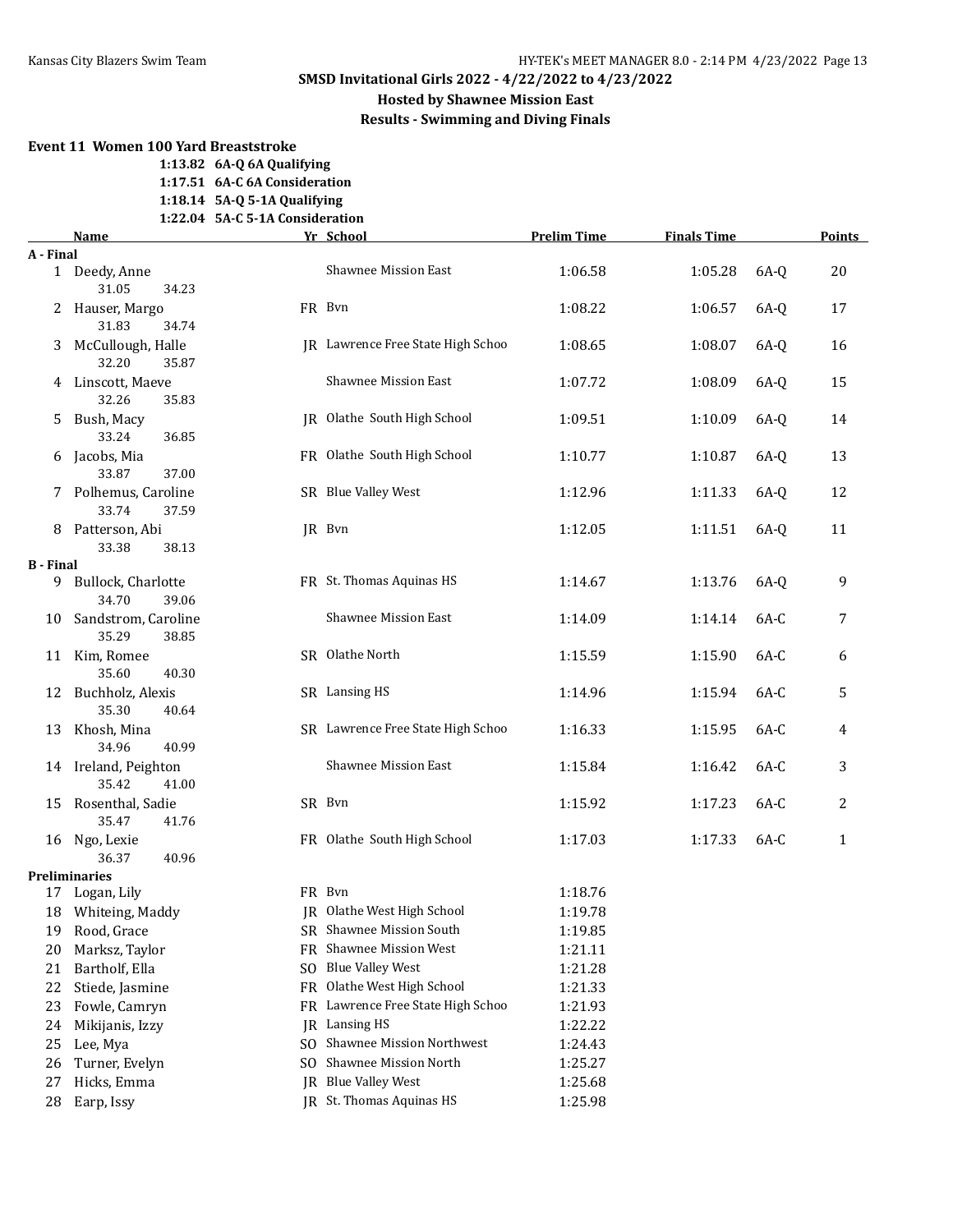## SMSD Invitational Girls 2022 - 4/22/2022 to 4/23/2022

### Hosted by Shawnee Mission East

### Results - Swimming and Diving Finals

**Event 11 Women 100 Yard Breaststroke**

**1:13.82 6A-Q 6A Qualifying**
**1:17.51 6A-C 6A Consideration**
**1:18.14 5A-Q 5-1A Qualifying**
**1:22.04 5A-C 5-1A Consideration**

| | Name | Yr | School | Prelim Time | Finals Time | | Points |
|---|---|---|---|---|---|---|---|
| **A - Final** | | | | | | | |
| 1 | Deedy, Anne | | Shawnee Mission East | 1:06.58 | 1:05.28 | 6A-Q | 20 |
| | 31.05 34.23 | | | | | | |
| 2 | Hauser, Margo | FR | Bvn | 1:08.22 | 1:06.57 | 6A-Q | 17 |
| | 31.83 34.74 | | | | | | |
| 3 | McCullough, Halle | JR | Lawrence Free State High Schoo | 1:08.65 | 1:08.07 | 6A-Q | 16 |
| | 32.20 35.87 | | | | | | |
| 4 | Linscott, Maeve | | Shawnee Mission East | 1:07.72 | 1:08.09 | 6A-Q | 15 |
| | 32.26 35.83 | | | | | | |
| 5 | Bush, Macy | JR | Olathe South High School | 1:09.51 | 1:10.09 | 6A-Q | 14 |
| | 33.24 36.85 | | | | | | |
| 6 | Jacobs, Mia | FR | Olathe South High School | 1:10.77 | 1:10.87 | 6A-Q | 13 |
| | 33.87 37.00 | | | | | | |
| 7 | Polhemus, Caroline | SR | Blue Valley West | 1:12.96 | 1:11.33 | 6A-Q | 12 |
| | 33.74 37.59 | | | | | | |
| 8 | Patterson, Abi | JR | Bvn | 1:12.05 | 1:11.51 | 6A-Q | 11 |
| | 33.38 38.13 | | | | | | |
| **B - Final** | | | | | | | |
| 9 | Bullock, Charlotte | FR | St. Thomas Aquinas HS | 1:14.67 | 1:13.76 | 6A-Q | 9 |
| | 34.70 39.06 | | | | | | |
| 10 | Sandstrom, Caroline | | Shawnee Mission East | 1:14.09 | 1:14.14 | 6A-C | 7 |
| | 35.29 38.85 | | | | | | |
| 11 | Kim, Romee | SR | Olathe North | 1:15.59 | 1:15.90 | 6A-C | 6 |
| | 35.60 40.30 | | | | | | |
| 12 | Buchholz, Alexis | SR | Lansing HS | 1:14.96 | 1:15.94 | 6A-C | 5 |
| | 35.30 40.64 | | | | | | |
| 13 | Khosh, Mina | SR | Lawrence Free State High Schoo | 1:16.33 | 1:15.95 | 6A-C | 4 |
| | 34.96 40.99 | | | | | | |
| 14 | Ireland, Peighton | | Shawnee Mission East | 1:15.84 | 1:16.42 | 6A-C | 3 |
| | 35.42 41.00 | | | | | | |
| 15 | Rosenthal, Sadie | SR | Bvn | 1:15.92 | 1:17.23 | 6A-C | 2 |
| | 35.47 41.76 | | | | | | |
| 16 | Ngo, Lexie | FR | Olathe South High School | 1:17.03 | 1:17.33 | 6A-C | 1 |
| | 36.37 40.96 | | | | | | |
| **Preliminaries** | | | | | | | |
| 17 | Logan, Lily | FR | Bvn | 1:18.76 | | | |
| 18 | Whiteing, Maddy | JR | Olathe West High School | 1:19.78 | | | |
| 19 | Rood, Grace | SR | Shawnee Mission South | 1:19.85 | | | |
| 20 | Marksz, Taylor | FR | Shawnee Mission West | 1:21.11 | | | |
| 21 | Bartholf, Ella | SO | Blue Valley West | 1:21.28 | | | |
| 22 | Stiede, Jasmine | FR | Olathe West High School | 1:21.33 | | | |
| 23 | Fowle, Camryn | FR | Lawrence Free State High Schoo | 1:21.93 | | | |
| 24 | Mikijanis, Izzy | JR | Lansing HS | 1:22.22 | | | |
| 25 | Lee, Mya | SO | Shawnee Mission Northwest | 1:24.43 | | | |
| 26 | Turner, Evelyn | SO | Shawnee Mission North | 1:25.27 | | | |
| 27 | Hicks, Emma | JR | Blue Valley West | 1:25.68 | | | |
| 28 | Earp, Issy | JR | St. Thomas Aquinas HS | 1:25.98 | | | |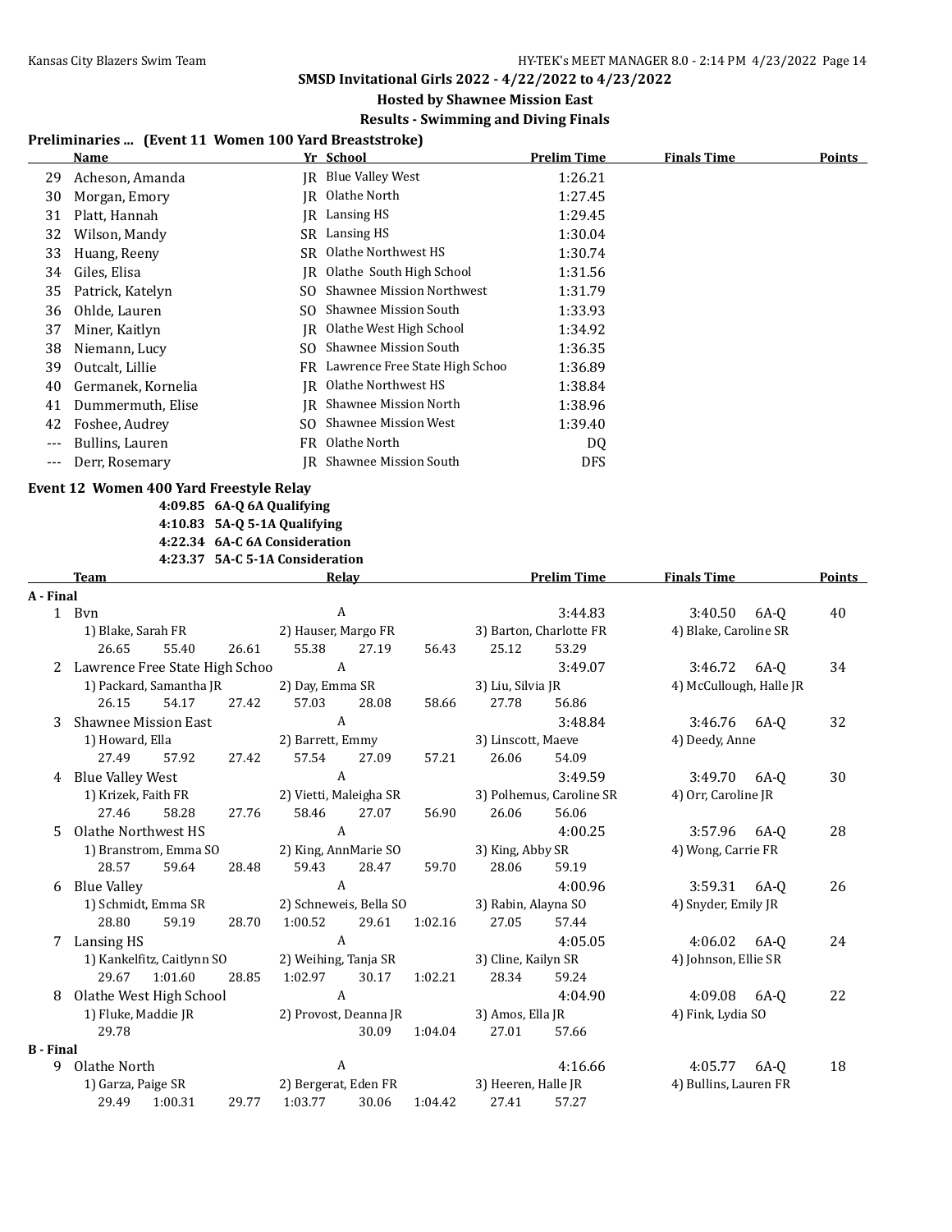## SMSD Invitational Girls 2022 - 4/22/2022 to 4/23/2022

### Hosted by Shawnee Mission East

### Results - Swimming and Diving Finals

**Preliminaries ... (Event 11 Women 100 Yard Breaststroke)**

| | Name | Yr | School | Prelim Time | Finals Time | Points |
|---|---|---|---|---|---|---|
| 29 | Acheson, Amanda | JR | Blue Valley West | 1:26.21 | | |
| 30 | Morgan, Emory | JR | Olathe North | 1:27.45 | | |
| 31 | Platt, Hannah | JR | Lansing HS | 1:29.45 | | |
| 32 | Wilson, Mandy | SR | Lansing HS | 1:30.04 | | |
| 33 | Huang, Reeny | SR | Olathe Northwest HS | 1:30.74 | | |
| 34 | Giles, Elisa | JR | Olathe South High School | 1:31.56 | | |
| 35 | Patrick, Katelyn | SO | Shawnee Mission Northwest | 1:31.79 | | |
| 36 | Ohlde, Lauren | SO | Shawnee Mission South | 1:33.93 | | |
| 37 | Miner, Kaitlyn | JR | Olathe West High School | 1:34.92 | | |
| 38 | Niemann, Lucy | SO | Shawnee Mission South | 1:36.35 | | |
| 39 | Outcalt, Lillie | FR | Lawrence Free State High Schoo | 1:36.89 | | |
| 40 | Germanek, Kornelia | JR | Olathe Northwest HS | 1:38.84 | | |
| 41 | Dummermuth, Elise | JR | Shawnee Mission North | 1:38.96 | | |
| 42 | Foshee, Audrey | SO | Shawnee Mission West | 1:39.40 | | |
| --- | Bullins, Lauren | FR | Olathe North | DQ | | |
| --- | Derr, Rosemary | JR | Shawnee Mission South | DFS | | |

**Event 12 Women 400 Yard Freestyle Relay**

4:09.85 6A-Q 6A Qualifying
4:10.83 5A-Q 5-1A Qualifying
4:22.34 6A-C 6A Consideration
4:23.37 5A-C 5-1A Consideration

| | Team | Relay | Prelim Time | Finals Time | Points |
|---|---|---|---|---|---|
| **A - Final** | | | | | |
| 1 | Bvn | A | 3:44.83 | 3:40.50 6A-Q | 40 |
| | 1) Blake, Sarah FR; 2) Hauser, Margo FR; 3) Barton, Charlotte FR; 4) Blake, Caroline SR | | | | |
| | 26.65 55.40 26.61 55.38 27.19 56.43 25.12 53.29 | | | | |
| 2 | Lawrence Free State High Schoo | A | 3:49.07 | 3:46.72 6A-Q | 34 |
| | 1) Packard, Samantha JR; 2) Day, Emma SR; 3) Liu, Silvia JR; 4) McCullough, Halle JR | | | | |
| | 26.15 54.17 27.42 57.03 28.08 58.66 27.78 56.86 | | | | |
| 3 | Shawnee Mission East | A | 3:48.84 | 3:46.76 6A-Q | 32 |
| | 1) Howard, Ella; 2) Barrett, Emmy; 3) Linscott, Maeve; 4) Deedy, Anne | | | | |
| | 27.49 57.92 27.42 57.54 27.09 57.21 26.06 54.09 | | | | |
| 4 | Blue Valley West | A | 3:49.59 | 3:49.70 6A-Q | 30 |
| | 1) Krizek, Faith FR; 2) Vietti, Maleigha SR; 3) Polhemus, Caroline SR; 4) Orr, Caroline JR | | | | |
| | 27.46 58.28 27.76 58.46 27.07 56.90 26.06 56.06 | | | | |
| 5 | Olathe Northwest HS | A | 4:00.25 | 3:57.96 6A-Q | 28 |
| | 1) Branstrom, Emma SO; 2) King, AnnMarie SO; 3) King, Abby SR; 4) Wong, Carrie FR | | | | |
| | 28.57 59.64 28.48 59.43 28.47 59.70 28.06 59.19 | | | | |
| 6 | Blue Valley | A | 4:00.96 | 3:59.31 6A-Q | 26 |
| | 1) Schmidt, Emma SR; 2) Schneweis, Bella SO; 3) Rabin, Alayna SO; 4) Snyder, Emily JR | | | | |
| | 28.80 59.19 28.70 1:00.52 29.61 1:02.16 27.05 57.44 | | | | |
| 7 | Lansing HS | A | 4:05.05 | 4:06.02 6A-Q | 24 |
| | 1) Kankelfitz, Caitlynn SO; 2) Weihing, Tanja SR; 3) Cline, Kailyn SR; 4) Johnson, Ellie SR | | | | |
| | 29.67 1:01.60 28.85 1:02.97 30.17 1:02.21 28.34 59.24 | | | | |
| 8 | Olathe West High School | A | 4:04.90 | 4:09.08 6A-Q | 22 |
| | 1) Fluke, Maddie JR; 2) Provost, Deanna JR; 3) Amos, Ella JR; 4) Fink, Lydia SO | | | | |
| | 29.78 30.09 1:04.04 27.01 57.66 | | | | |
| **B - Final** | | | | | |
| 9 | Olathe North | A | 4:16.66 | 4:05.77 6A-Q | 18 |
| | 1) Garza, Paige SR; 2) Bergerat, Eden FR; 3) Heeren, Halle JR; 4) Bullins, Lauren FR | | | | |
| | 29.49 1:00.31 29.77 1:03.77 30.06 1:04.42 27.41 57.27 | | | | |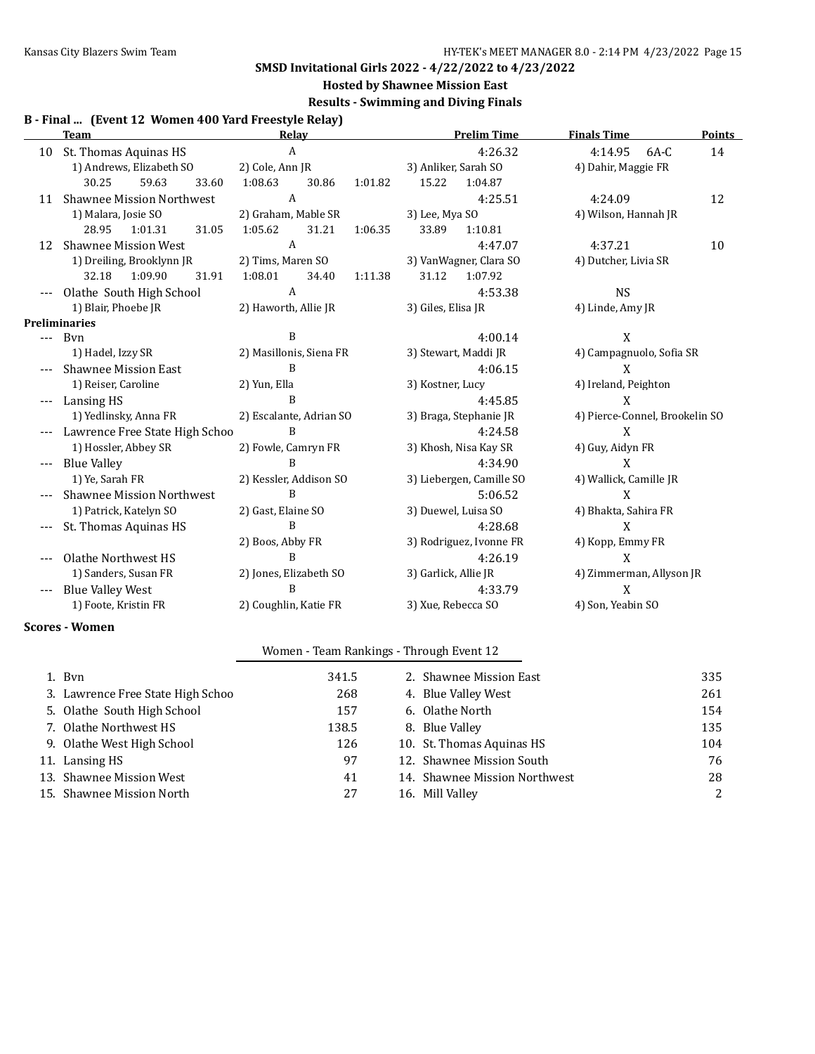## SMSD Invitational Girls 2022 - 4/22/2022 to 4/23/2022

### Hosted by Shawnee Mission East

### Results - Swimming and Diving Finals

**B - Final ... (Event 12 Women 400 Yard Freestyle Relay)**

| | Team | Relay | Prelim Time | Finals Time | Points |
|---|---|---|---|---|---|
| 10 | St. Thomas Aquinas HS | A | 4:26.32 | 4:14.95 6A-C | 14 |
| | 1) Andrews, Elizabeth SO | 2) Cole, Ann JR | 3) Anliker, Sarah SO | 4) Dahir, Maggie FR | |
| | 30.25 59.63 33.60 1:08.63 | 30.86 1:01.82 | 15.22 1:04.87 | | |
| 11 | Shawnee Mission Northwest | A | 4:25.51 | 4:24.09 | 12 |
| | 1) Malara, Josie SO | 2) Graham, Mable SR | 3) Lee, Mya SO | 4) Wilson, Hannah JR | |
| | 28.95 1:01.31 31.05 1:05.62 | 31.21 1:06.35 | 33.89 1:10.81 | | |
| 12 | Shawnee Mission West | A | 4:47.07 | 4:37.21 | 10 |
| | 1) Dreiling, Brooklynn JR | 2) Tims, Maren SO | 3) VanWagner, Clara SO | 4) Dutcher, Livia SR | |
| | 32.18 1:09.90 31.91 1:08.01 | 34.40 1:11.38 | 31.12 1:07.92 | | |
| --- | Olathe South High School | A | 4:53.38 | NS | |
| | 1) Blair, Phoebe JR | 2) Haworth, Allie JR | 3) Giles, Elisa JR | 4) Linde, Amy JR | |

**Preliminaries**

| | Team | Relay | Prelim Time | Finals Time | Points |
|---|---|---|---|---|---|
| --- | Bvn | B | 4:00.14 | X | |
| | 1) Hadel, Izzy SR | 2) Masillonis, Siena FR | 3) Stewart, Maddi JR | 4) Campagnuolo, Sofia SR | |
| --- | Shawnee Mission East | B | 4:06.15 | X | |
| | 1) Reiser, Caroline | 2) Yun, Ella | 3) Kostner, Lucy | 4) Ireland, Peighton | |
| --- | Lansing HS | B | 4:45.85 | X | |
| | 1) Yedlinsky, Anna FR | 2) Escalante, Adrian SO | 3) Braga, Stephanie JR | 4) Pierce-Connel, Brookelin SO | |
| --- | Lawrence Free State High Schoo | B | 4:24.58 | X | |
| | 1) Hossler, Abbey SR | 2) Fowle, Camryn FR | 3) Khosh, Nisa Kay SR | 4) Guy, Aidyn FR | |
| --- | Blue Valley | B | 4:34.90 | X | |
| | 1) Ye, Sarah FR | 2) Kessler, Addison SO | 3) Liebergen, Camille SO | 4) Wallick, Camille JR | |
| --- | Shawnee Mission Northwest | B | 5:06.52 | X | |
| | 1) Patrick, Katelyn SO | 2) Gast, Elaine SO | 3) Duewel, Luisa SO | 4) Bhakta, Sahira FR | |
| --- | St. Thomas Aquinas HS | B | 4:28.68 | X | |
| | | 2) Boos, Abby FR | 3) Rodriguez, Ivonne FR | 4) Kopp, Emmy FR | |
| --- | Olathe Northwest HS | B | 4:26.19 | X | |
| | 1) Sanders, Susan FR | 2) Jones, Elizabeth SO | 3) Garlick, Allie JR | 4) Zimmerman, Allyson JR | |
| --- | Blue Valley West | B | 4:33.79 | X | |
| | 1) Foote, Kristin FR | 2) Coughlin, Katie FR | 3) Xue, Rebecca SO | 4) Son, Yeabin SO | |

**Scores - Women**

Women - Team Rankings - Through Event 12

| | | | |
|---|---|---|---|
| 1. Bvn | 341.5 | 2. Shawnee Mission East | 335 |
| 3. Lawrence Free State High Schoo | 268 | 4. Blue Valley West | 261 |
| 5. Olathe South High School | 157 | 6. Olathe North | 154 |
| 7. Olathe Northwest HS | 138.5 | 8. Blue Valley | 135 |
| 9. Olathe West High School | 126 | 10. St. Thomas Aquinas HS | 104 |
| 11. Lansing HS | 97 | 12. Shawnee Mission South | 76 |
| 13. Shawnee Mission West | 41 | 14. Shawnee Mission Northwest | 28 |
| 15. Shawnee Mission North | 27 | 16. Mill Valley | 2 |